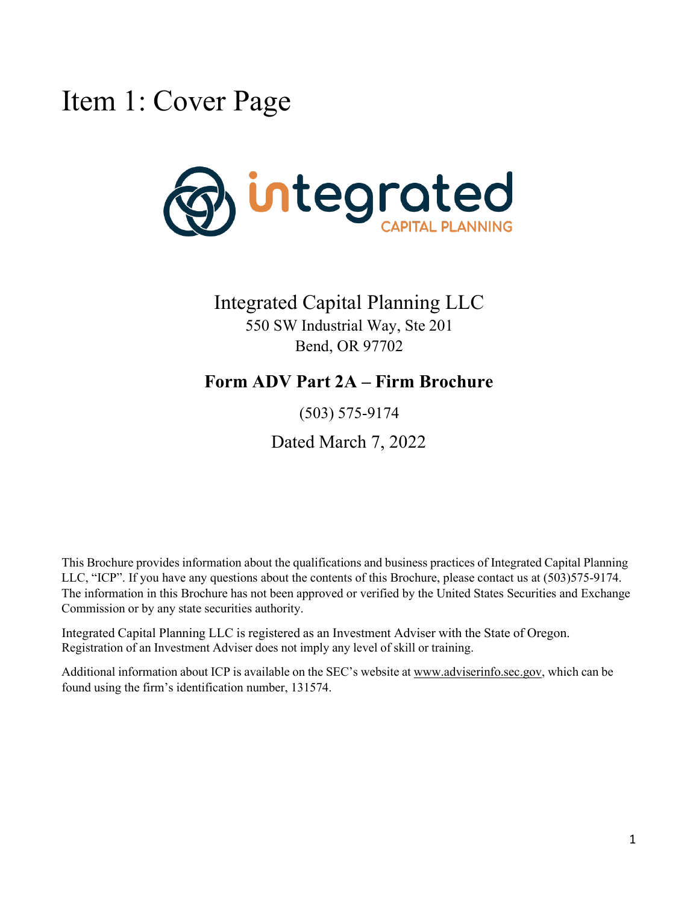# Item 1: Cover Page

Integrated Capital Planning LLC
550 SW Industrial Way, Ste 201
Bend, OR 97702

**Form ADV Part 2A – Firm Brochure**

(503) 575-9174

Dated March 7, 2022

This Brochure provides information about the qualifications and business practices of Integrated Capital Planning LLC, "ICP". If you have any questions about the contents of this Brochure, please contact us at (503)575-9174. The information in this Brochure has not been approved or verified by the United States Securities and Exchange Commission or by any state securities authority.

Integrated Capital Planning LLC is registered as an Investment Adviser with the State of Oregon. Registration of an Investment Adviser does not imply any level of skill or training.

Additional information about ICP is available on the SEC's website at www.adviserinfo.sec.gov, which can be found using the firm's identification number, 131574.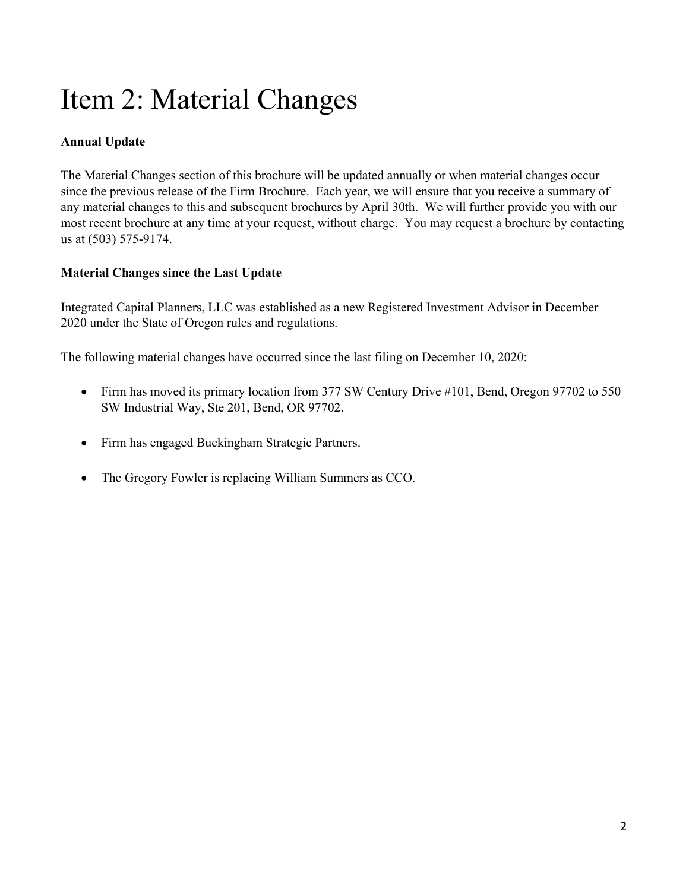# Item 2: Material Changes

**Annual Update**

The Material Changes section of this brochure will be updated annually or when material changes occur since the previous release of the Firm Brochure. Each year, we will ensure that you receive a summary of any material changes to this and subsequent brochures by April 30th. We will further provide you with our most recent brochure at any time at your request, without charge. You may request a brochure by contacting us at (503) 575-9174.

**Material Changes since the Last Update**

Integrated Capital Planners, LLC was established as a new Registered Investment Advisor in December 2020 under the State of Oregon rules and regulations.

The following material changes have occurred since the last filing on December 10, 2020:

- Firm has moved its primary location from 377 SW Century Drive #101, Bend, Oregon 97702 to 550 SW Industrial Way, Ste 201, Bend, OR 97702.

- Firm has engaged Buckingham Strategic Partners.

- The Gregory Fowler is replacing William Summers as CCO.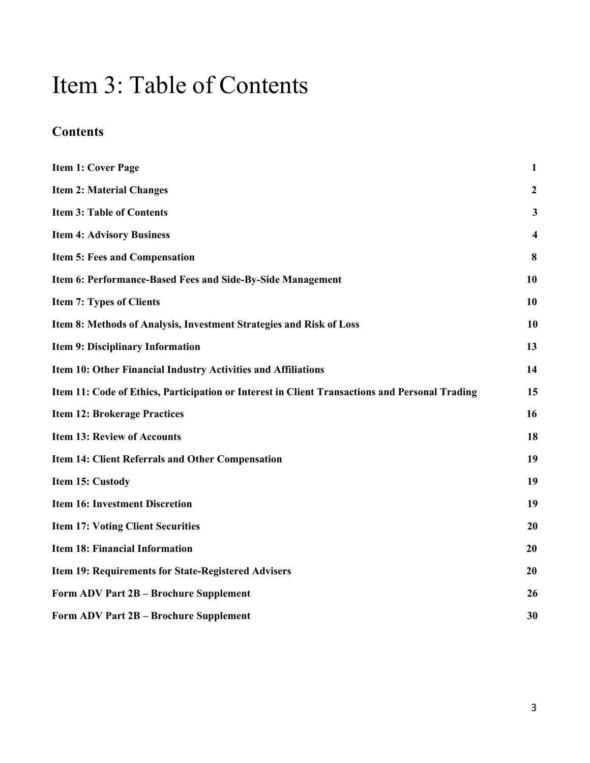# Item 3: Table of Contents

## Contents

| | |
|---|---|
| **Item 1: Cover Page** | **1** |
| **Item 2: Material Changes** | **2** |
| **Item 3: Table of Contents** | **3** |
| **Item 4: Advisory Business** | **4** |
| **Item 5: Fees and Compensation** | **8** |
| **Item 6: Performance-Based Fees and Side-By-Side Management** | **10** |
| **Item 7: Types of Clients** | **10** |
| **Item 8: Methods of Analysis, Investment Strategies and Risk of Loss** | **10** |
| **Item 9: Disciplinary Information** | **13** |
| **Item 10: Other Financial Industry Activities and Affiliations** | **14** |
| **Item 11: Code of Ethics, Participation or Interest in Client Transactions and Personal Trading** | **15** |
| **Item 12: Brokerage Practices** | **16** |
| **Item 13: Review of Accounts** | **18** |
| **Item 14: Client Referrals and Other Compensation** | **19** |
| **Item 15: Custody** | **19** |
| **Item 16: Investment Discretion** | **19** |
| **Item 17: Voting Client Securities** | **20** |
| **Item 18: Financial Information** | **20** |
| **Item 19: Requirements for State-Registered Advisers** | **20** |
| **Form ADV Part 2B – Brochure Supplement** | **26** |
| **Form ADV Part 2B – Brochure Supplement** | **30** |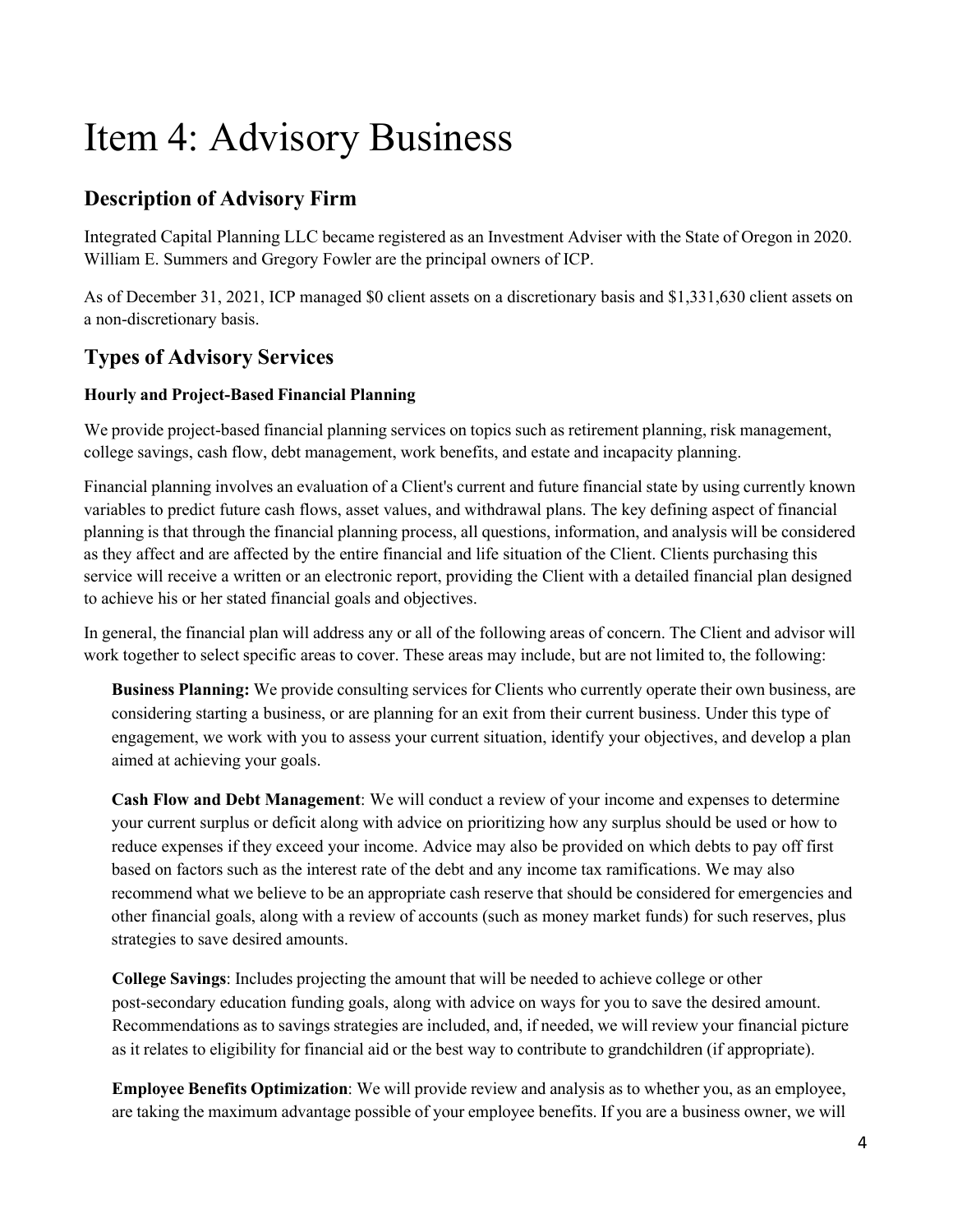# Item 4: Advisory Business

## Description of Advisory Firm

Integrated Capital Planning LLC became registered as an Investment Adviser with the State of Oregon in 2020. William E. Summers and Gregory Fowler are the principal owners of ICP.

As of December 31, 2021, ICP managed $0 client assets on a discretionary basis and $1,331,630 client assets on a non-discretionary basis.

## Types of Advisory Services

### Hourly and Project-Based Financial Planning

We provide project-based financial planning services on topics such as retirement planning, risk management, college savings, cash flow, debt management, work benefits, and estate and incapacity planning.

Financial planning involves an evaluation of a Client's current and future financial state by using currently known variables to predict future cash flows, asset values, and withdrawal plans. The key defining aspect of financial planning is that through the financial planning process, all questions, information, and analysis will be considered as they affect and are affected by the entire financial and life situation of the Client. Clients purchasing this service will receive a written or an electronic report, providing the Client with a detailed financial plan designed to achieve his or her stated financial goals and objectives.

In general, the financial plan will address any or all of the following areas of concern. The Client and advisor will work together to select specific areas to cover. These areas may include, but are not limited to, the following:

**Business Planning:** We provide consulting services for Clients who currently operate their own business, are considering starting a business, or are planning for an exit from their current business. Under this type of engagement, we work with you to assess your current situation, identify your objectives, and develop a plan aimed at achieving your goals.

**Cash Flow and Debt Management**: We will conduct a review of your income and expenses to determine your current surplus or deficit along with advice on prioritizing how any surplus should be used or how to reduce expenses if they exceed your income. Advice may also be provided on which debts to pay off first based on factors such as the interest rate of the debt and any income tax ramifications. We may also recommend what we believe to be an appropriate cash reserve that should be considered for emergencies and other financial goals, along with a review of accounts (such as money market funds) for such reserves, plus strategies to save desired amounts.

**College Savings**: Includes projecting the amount that will be needed to achieve college or other post-secondary education funding goals, along with advice on ways for you to save the desired amount. Recommendations as to savings strategies are included, and, if needed, we will review your financial picture as it relates to eligibility for financial aid or the best way to contribute to grandchildren (if appropriate).

**Employee Benefits Optimization**: We will provide review and analysis as to whether you, as an employee, are taking the maximum advantage possible of your employee benefits. If you are a business owner, we will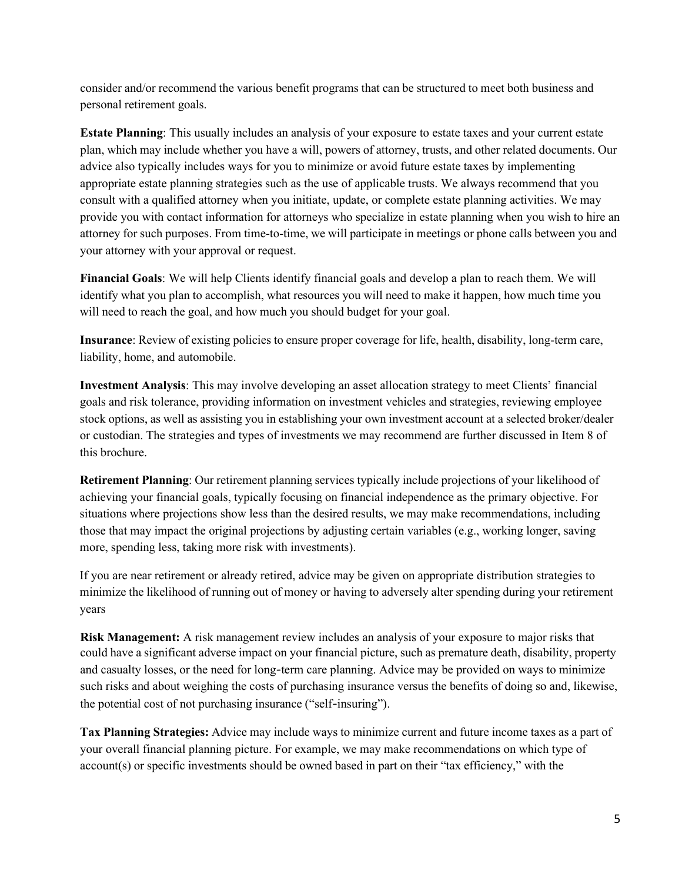consider and/or recommend the various benefit programs that can be structured to meet both business and personal retirement goals.

**Estate Planning**: This usually includes an analysis of your exposure to estate taxes and your current estate plan, which may include whether you have a will, powers of attorney, trusts, and other related documents. Our advice also typically includes ways for you to minimize or avoid future estate taxes by implementing appropriate estate planning strategies such as the use of applicable trusts. We always recommend that you consult with a qualified attorney when you initiate, update, or complete estate planning activities. We may provide you with contact information for attorneys who specialize in estate planning when you wish to hire an attorney for such purposes. From time-to-time, we will participate in meetings or phone calls between you and your attorney with your approval or request.

**Financial Goals**: We will help Clients identify financial goals and develop a plan to reach them. We will identify what you plan to accomplish, what resources you will need to make it happen, how much time you will need to reach the goal, and how much you should budget for your goal.

**Insurance**: Review of existing policies to ensure proper coverage for life, health, disability, long-term care, liability, home, and automobile.

**Investment Analysis**: This may involve developing an asset allocation strategy to meet Clients' financial goals and risk tolerance, providing information on investment vehicles and strategies, reviewing employee stock options, as well as assisting you in establishing your own investment account at a selected broker/dealer or custodian. The strategies and types of investments we may recommend are further discussed in Item 8 of this brochure.

**Retirement Planning**: Our retirement planning services typically include projections of your likelihood of achieving your financial goals, typically focusing on financial independence as the primary objective. For situations where projections show less than the desired results, we may make recommendations, including those that may impact the original projections by adjusting certain variables (e.g., working longer, saving more, spending less, taking more risk with investments).

If you are near retirement or already retired, advice may be given on appropriate distribution strategies to minimize the likelihood of running out of money or having to adversely alter spending during your retirement years

**Risk Management:** A risk management review includes an analysis of your exposure to major risks that could have a significant adverse impact on your financial picture, such as premature death, disability, property and casualty losses, or the need for long-term care planning. Advice may be provided on ways to minimize such risks and about weighing the costs of purchasing insurance versus the benefits of doing so and, likewise, the potential cost of not purchasing insurance ("self-insuring").

**Tax Planning Strategies:** Advice may include ways to minimize current and future income taxes as a part of your overall financial planning picture. For example, we may make recommendations on which type of account(s) or specific investments should be owned based in part on their "tax efficiency," with the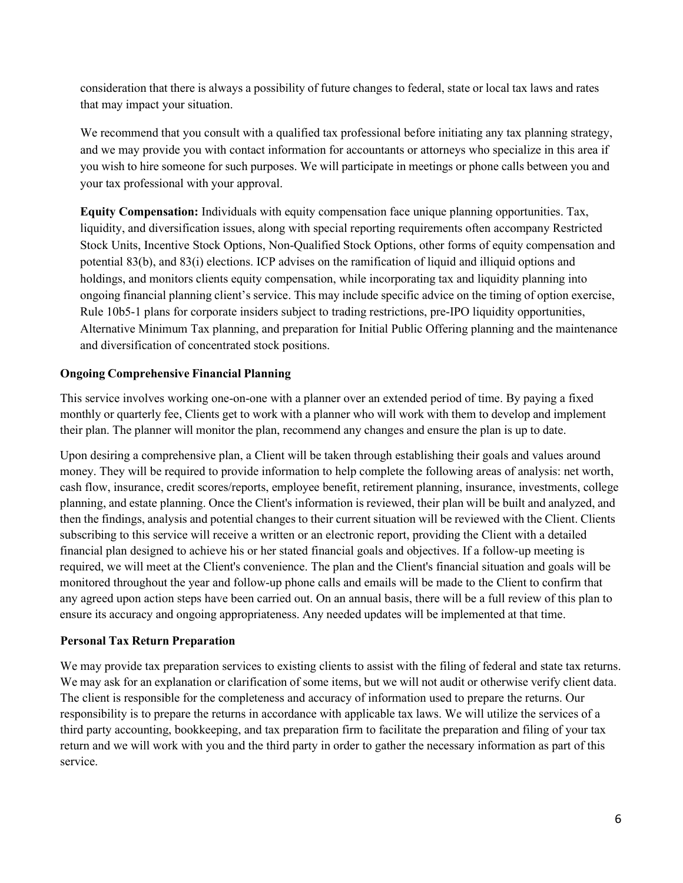consideration that there is always a possibility of future changes to federal, state or local tax laws and rates that may impact your situation.

We recommend that you consult with a qualified tax professional before initiating any tax planning strategy, and we may provide you with contact information for accountants or attorneys who specialize in this area if you wish to hire someone for such purposes. We will participate in meetings or phone calls between you and your tax professional with your approval.

**Equity Compensation:** Individuals with equity compensation face unique planning opportunities. Tax, liquidity, and diversification issues, along with special reporting requirements often accompany Restricted Stock Units, Incentive Stock Options, Non-Qualified Stock Options, other forms of equity compensation and potential 83(b), and 83(i) elections. ICP advises on the ramification of liquid and illiquid options and holdings, and monitors clients equity compensation, while incorporating tax and liquidity planning into ongoing financial planning client's service. This may include specific advice on the timing of option exercise, Rule 10b5-1 plans for corporate insiders subject to trading restrictions, pre-IPO liquidity opportunities, Alternative Minimum Tax planning, and preparation for Initial Public Offering planning and the maintenance and diversification of concentrated stock positions.

**Ongoing Comprehensive Financial Planning**

This service involves working one-on-one with a planner over an extended period of time. By paying a fixed monthly or quarterly fee, Clients get to work with a planner who will work with them to develop and implement their plan. The planner will monitor the plan, recommend any changes and ensure the plan is up to date.

Upon desiring a comprehensive plan, a Client will be taken through establishing their goals and values around money. They will be required to provide information to help complete the following areas of analysis: net worth, cash flow, insurance, credit scores/reports, employee benefit, retirement planning, insurance, investments, college planning, and estate planning. Once the Client's information is reviewed, their plan will be built and analyzed, and then the findings, analysis and potential changes to their current situation will be reviewed with the Client. Clients subscribing to this service will receive a written or an electronic report, providing the Client with a detailed financial plan designed to achieve his or her stated financial goals and objectives. If a follow-up meeting is required, we will meet at the Client's convenience. The plan and the Client's financial situation and goals will be monitored throughout the year and follow-up phone calls and emails will be made to the Client to confirm that any agreed upon action steps have been carried out. On an annual basis, there will be a full review of this plan to ensure its accuracy and ongoing appropriateness. Any needed updates will be implemented at that time.

**Personal Tax Return Preparation**

We may provide tax preparation services to existing clients to assist with the filing of federal and state tax returns. We may ask for an explanation or clarification of some items, but we will not audit or otherwise verify client data. The client is responsible for the completeness and accuracy of information used to prepare the returns. Our responsibility is to prepare the returns in accordance with applicable tax laws. We will utilize the services of a third party accounting, bookkeeping, and tax preparation firm to facilitate the preparation and filing of your tax return and we will work with you and the third party in order to gather the necessary information as part of this service.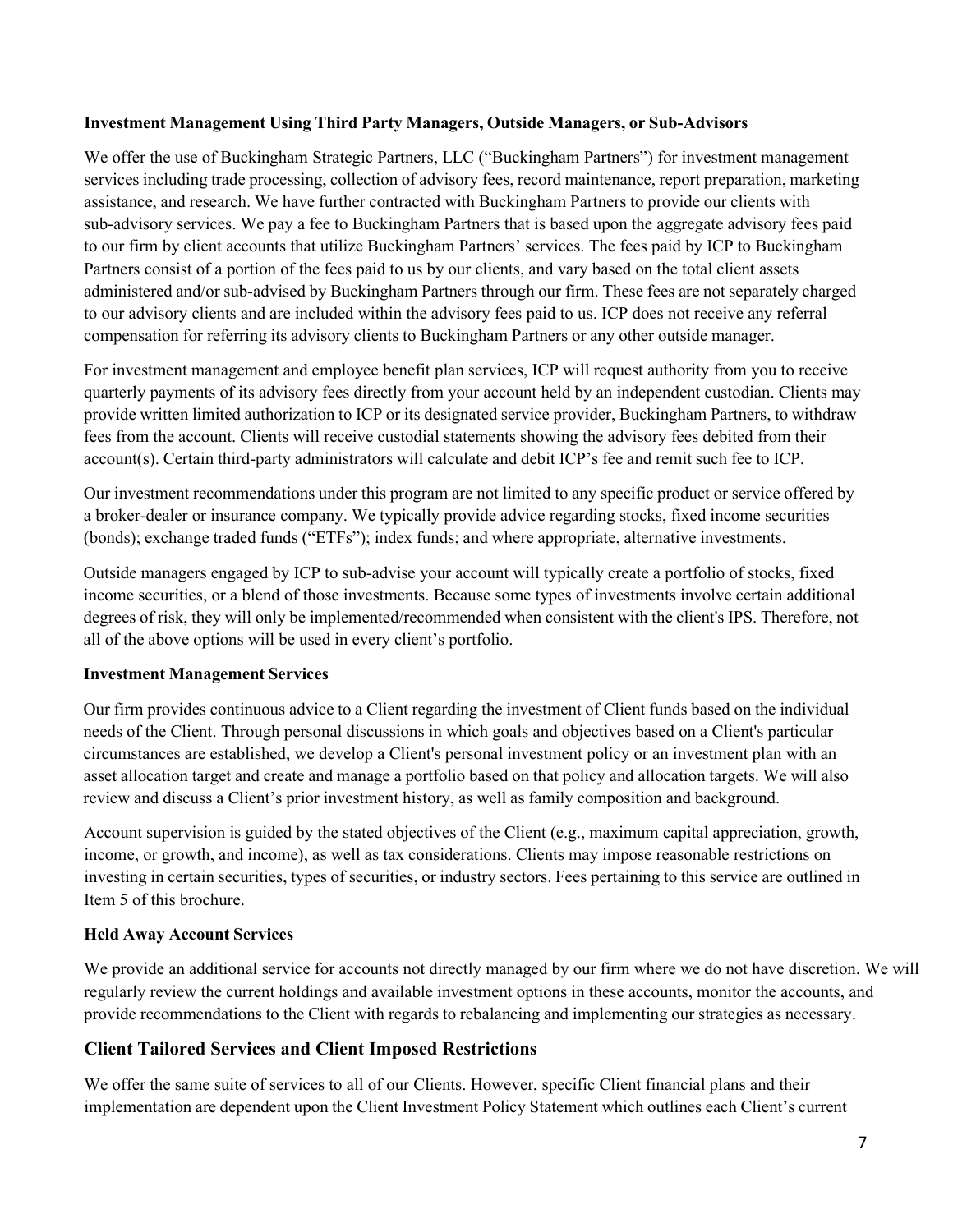**Investment Management Using Third Party Managers, Outside Managers, or Sub-Advisors**

We offer the use of Buckingham Strategic Partners, LLC ("Buckingham Partners") for investment management services including trade processing, collection of advisory fees, record maintenance, report preparation, marketing assistance, and research. We have further contracted with Buckingham Partners to provide our clients with sub-advisory services. We pay a fee to Buckingham Partners that is based upon the aggregate advisory fees paid to our firm by client accounts that utilize Buckingham Partners' services. The fees paid by ICP to Buckingham Partners consist of a portion of the fees paid to us by our clients, and vary based on the total client assets administered and/or sub-advised by Buckingham Partners through our firm. These fees are not separately charged to our advisory clients and are included within the advisory fees paid to us. ICP does not receive any referral compensation for referring its advisory clients to Buckingham Partners or any other outside manager.

For investment management and employee benefit plan services, ICP will request authority from you to receive quarterly payments of its advisory fees directly from your account held by an independent custodian. Clients may provide written limited authorization to ICP or its designated service provider, Buckingham Partners, to withdraw fees from the account. Clients will receive custodial statements showing the advisory fees debited from their account(s). Certain third-party administrators will calculate and debit ICP's fee and remit such fee to ICP.

Our investment recommendations under this program are not limited to any specific product or service offered by a broker-dealer or insurance company. We typically provide advice regarding stocks, fixed income securities (bonds); exchange traded funds ("ETFs"); index funds; and where appropriate, alternative investments.

Outside managers engaged by ICP to sub-advise your account will typically create a portfolio of stocks, fixed income securities, or a blend of those investments. Because some types of investments involve certain additional degrees of risk, they will only be implemented/recommended when consistent with the client's IPS. Therefore, not all of the above options will be used in every client's portfolio.

**Investment Management Services**

Our firm provides continuous advice to a Client regarding the investment of Client funds based on the individual needs of the Client. Through personal discussions in which goals and objectives based on a Client's particular circumstances are established, we develop a Client's personal investment policy or an investment plan with an asset allocation target and create and manage a portfolio based on that policy and allocation targets. We will also review and discuss a Client's prior investment history, as well as family composition and background.

Account supervision is guided by the stated objectives of the Client (e.g., maximum capital appreciation, growth, income, or growth, and income), as well as tax considerations. Clients may impose reasonable restrictions on investing in certain securities, types of securities, or industry sectors. Fees pertaining to this service are outlined in Item 5 of this brochure.

**Held Away Account Services**

We provide an additional service for accounts not directly managed by our firm where we do not have discretion. We will regularly review the current holdings and available investment options in these accounts, monitor the accounts, and provide recommendations to the Client with regards to rebalancing and implementing our strategies as necessary.

## Client Tailored Services and Client Imposed Restrictions

We offer the same suite of services to all of our Clients. However, specific Client financial plans and their implementation are dependent upon the Client Investment Policy Statement which outlines each Client's current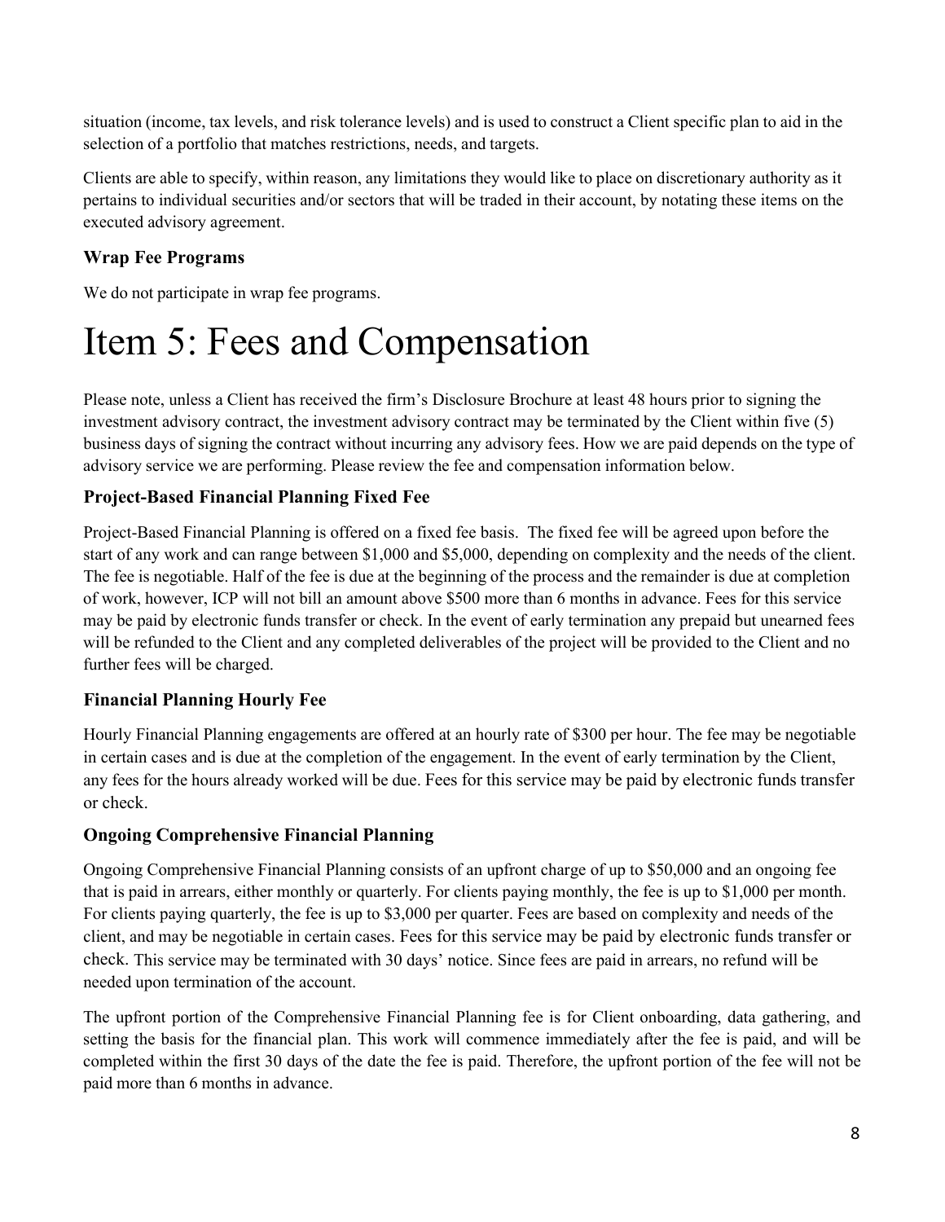situation (income, tax levels, and risk tolerance levels) and is used to construct a Client specific plan to aid in the selection of a portfolio that matches restrictions, needs, and targets.

Clients are able to specify, within reason, any limitations they would like to place on discretionary authority as it pertains to individual securities and/or sectors that will be traded in their account, by notating these items on the executed advisory agreement.

### Wrap Fee Programs

We do not participate in wrap fee programs.

# Item 5: Fees and Compensation

Please note, unless a Client has received the firm's Disclosure Brochure at least 48 hours prior to signing the investment advisory contract, the investment advisory contract may be terminated by the Client within five (5) business days of signing the contract without incurring any advisory fees. How we are paid depends on the type of advisory service we are performing. Please review the fee and compensation information below.

### Project-Based Financial Planning Fixed Fee

Project-Based Financial Planning is offered on a fixed fee basis. The fixed fee will be agreed upon before the start of any work and can range between $1,000 and $5,000, depending on complexity and the needs of the client. The fee is negotiable. Half of the fee is due at the beginning of the process and the remainder is due at completion of work, however, ICP will not bill an amount above $500 more than 6 months in advance. Fees for this service may be paid by electronic funds transfer or check. In the event of early termination any prepaid but unearned fees will be refunded to the Client and any completed deliverables of the project will be provided to the Client and no further fees will be charged.

### Financial Planning Hourly Fee

Hourly Financial Planning engagements are offered at an hourly rate of $300 per hour. The fee may be negotiable in certain cases and is due at the completion of the engagement. In the event of early termination by the Client, any fees for the hours already worked will be due. Fees for this service may be paid by electronic funds transfer or check.

### Ongoing Comprehensive Financial Planning

Ongoing Comprehensive Financial Planning consists of an upfront charge of up to $50,000 and an ongoing fee that is paid in arrears, either monthly or quarterly. For clients paying monthly, the fee is up to $1,000 per month. For clients paying quarterly, the fee is up to $3,000 per quarter. Fees are based on complexity and needs of the client, and may be negotiable in certain cases. Fees for this service may be paid by electronic funds transfer or check. This service may be terminated with 30 days' notice. Since fees are paid in arrears, no refund will be needed upon termination of the account.

The upfront portion of the Comprehensive Financial Planning fee is for Client onboarding, data gathering, and setting the basis for the financial plan. This work will commence immediately after the fee is paid, and will be completed within the first 30 days of the date the fee is paid. Therefore, the upfront portion of the fee will not be paid more than 6 months in advance.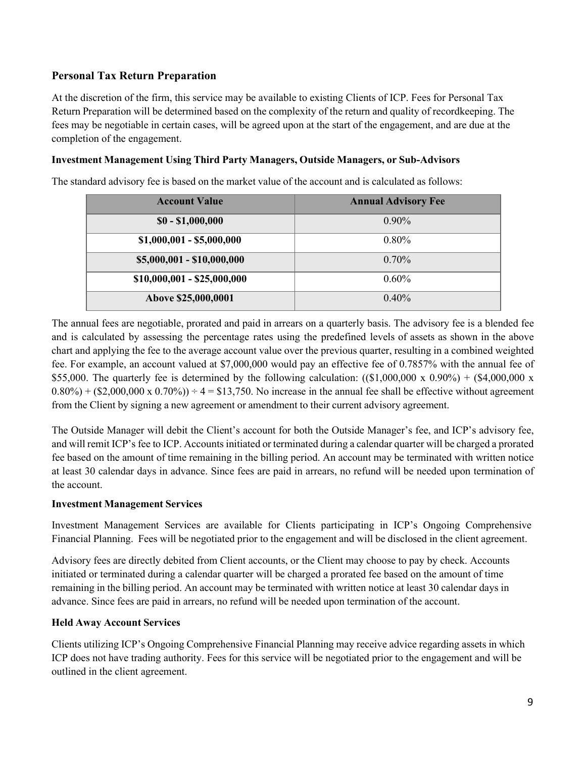### Personal Tax Return Preparation

At the discretion of the firm, this service may be available to existing Clients of ICP. Fees for Personal Tax Return Preparation will be determined based on the complexity of the return and quality of recordkeeping. The fees may be negotiable in certain cases, will be agreed upon at the start of the engagement, and are due at the completion of the engagement.

**Investment Management Using Third Party Managers, Outside Managers, or Sub-Advisors**

The standard advisory fee is based on the market value of the account and is calculated as follows:

| Account Value | Annual Advisory Fee |
|---|---|
| **$0 - $1,000,000** | 0.90% |
| **$1,000,001 - $5,000,000** | 0.80% |
| **$5,000,001 - $10,000,000** | 0.70% |
| **$10,000,001 - $25,000,000** | 0.60% |
| **Above $25,000,0001** | 0.40% |

The annual fees are negotiable, prorated and paid in arrears on a quarterly basis. The advisory fee is a blended fee and is calculated by assessing the percentage rates using the predefined levels of assets as shown in the above chart and applying the fee to the average account value over the previous quarter, resulting in a combined weighted fee. For example, an account valued at $7,000,000 would pay an effective fee of 0.7857% with the annual fee of $55,000. The quarterly fee is determined by the following calculation: (($1,000,000 x 0.90%) + ($4,000,000 x 0.80%) + ($2,000,000 x 0.70%)) ÷ 4 = $13,750. No increase in the annual fee shall be effective without agreement from the Client by signing a new agreement or amendment to their current advisory agreement.

The Outside Manager will debit the Client's account for both the Outside Manager's fee, and ICP's advisory fee, and will remit ICP's fee to ICP. Accounts initiated or terminated during a calendar quarter will be charged a prorated fee based on the amount of time remaining in the billing period. An account may be terminated with written notice at least 30 calendar days in advance. Since fees are paid in arrears, no refund will be needed upon termination of the account.

**Investment Management Services**

Investment Management Services are available for Clients participating in ICP's Ongoing Comprehensive Financial Planning. Fees will be negotiated prior to the engagement and will be disclosed in the client agreement.

Advisory fees are directly debited from Client accounts, or the Client may choose to pay by check. Accounts initiated or terminated during a calendar quarter will be charged a prorated fee based on the amount of time remaining in the billing period. An account may be terminated with written notice at least 30 calendar days in advance. Since fees are paid in arrears, no refund will be needed upon termination of the account.

**Held Away Account Services**

Clients utilizing ICP's Ongoing Comprehensive Financial Planning may receive advice regarding assets in which ICP does not have trading authority. Fees for this service will be negotiated prior to the engagement and will be outlined in the client agreement.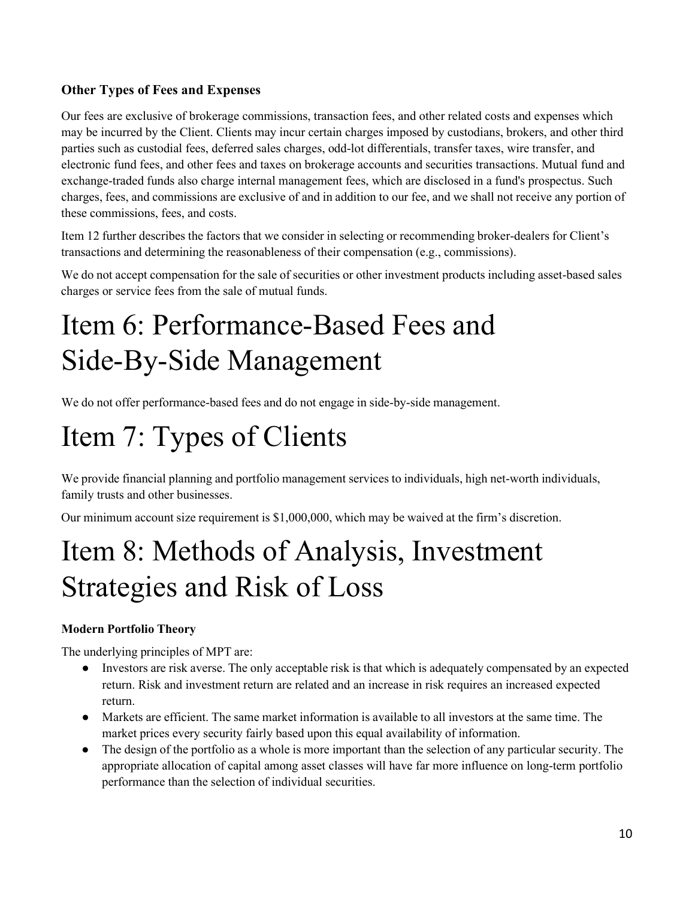### Other Types of Fees and Expenses

Our fees are exclusive of brokerage commissions, transaction fees, and other related costs and expenses which may be incurred by the Client. Clients may incur certain charges imposed by custodians, brokers, and other third parties such as custodial fees, deferred sales charges, odd-lot differentials, transfer taxes, wire transfer, and electronic fund fees, and other fees and taxes on brokerage accounts and securities transactions. Mutual fund and exchange-traded funds also charge internal management fees, which are disclosed in a fund's prospectus. Such charges, fees, and commissions are exclusive of and in addition to our fee, and we shall not receive any portion of these commissions, fees, and costs.

Item 12 further describes the factors that we consider in selecting or recommending broker-dealers for Client's transactions and determining the reasonableness of their compensation (e.g., commissions).

We do not accept compensation for the sale of securities or other investment products including asset-based sales charges or service fees from the sale of mutual funds.

# Item 6: Performance-Based Fees and Side-By-Side Management

We do not offer performance-based fees and do not engage in side-by-side management.

# Item 7: Types of Clients

We provide financial planning and portfolio management services to individuals, high net-worth individuals, family trusts and other businesses.

Our minimum account size requirement is $1,000,000, which may be waived at the firm's discretion.

# Item 8: Methods of Analysis, Investment Strategies and Risk of Loss

### Modern Portfolio Theory

The underlying principles of MPT are:

- Investors are risk averse. The only acceptable risk is that which is adequately compensated by an expected return. Risk and investment return are related and an increase in risk requires an increased expected return.
- Markets are efficient. The same market information is available to all investors at the same time. The market prices every security fairly based upon this equal availability of information.
- The design of the portfolio as a whole is more important than the selection of any particular security. The appropriate allocation of capital among asset classes will have far more influence on long-term portfolio performance than the selection of individual securities.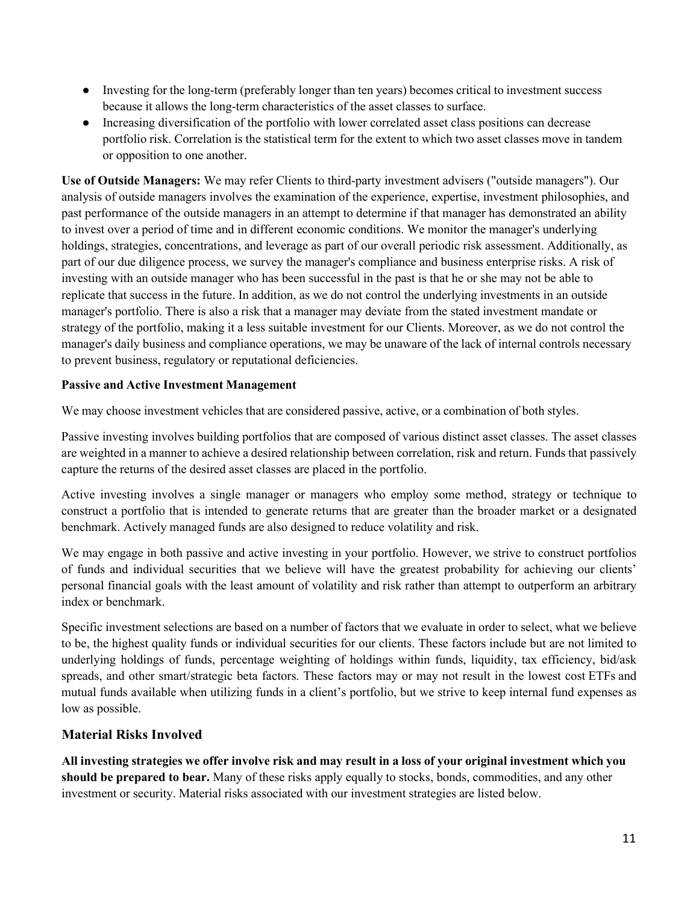- Investing for the long-term (preferably longer than ten years) becomes critical to investment success because it allows the long-term characteristics of the asset classes to surface.
- Increasing diversification of the portfolio with lower correlated asset class positions can decrease portfolio risk. Correlation is the statistical term for the extent to which two asset classes move in tandem or opposition to one another.

**Use of Outside Managers:** We may refer Clients to third-party investment advisers ("outside managers"). Our analysis of outside managers involves the examination of the experience, expertise, investment philosophies, and past performance of the outside managers in an attempt to determine if that manager has demonstrated an ability to invest over a period of time and in different economic conditions. We monitor the manager's underlying holdings, strategies, concentrations, and leverage as part of our overall periodic risk assessment. Additionally, as part of our due diligence process, we survey the manager's compliance and business enterprise risks. A risk of investing with an outside manager who has been successful in the past is that he or she may not be able to replicate that success in the future. In addition, as we do not control the underlying investments in an outside manager's portfolio. There is also a risk that a manager may deviate from the stated investment mandate or strategy of the portfolio, making it a less suitable investment for our Clients. Moreover, as we do not control the manager's daily business and compliance operations, we may be unaware of the lack of internal controls necessary to prevent business, regulatory or reputational deficiencies.

**Passive and Active Investment Management**

We may choose investment vehicles that are considered passive, active, or a combination of both styles.

Passive investing involves building portfolios that are composed of various distinct asset classes. The asset classes are weighted in a manner to achieve a desired relationship between correlation, risk and return. Funds that passively capture the returns of the desired asset classes are placed in the portfolio.

Active investing involves a single manager or managers who employ some method, strategy or technique to construct a portfolio that is intended to generate returns that are greater than the broader market or a designated benchmark. Actively managed funds are also designed to reduce volatility and risk.

We may engage in both passive and active investing in your portfolio. However, we strive to construct portfolios of funds and individual securities that we believe will have the greatest probability for achieving our clients' personal financial goals with the least amount of volatility and risk rather than attempt to outperform an arbitrary index or benchmark.

Specific investment selections are based on a number of factors that we evaluate in order to select, what we believe to be, the highest quality funds or individual securities for our clients. These factors include but are not limited to underlying holdings of funds, percentage weighting of holdings within funds, liquidity, tax efficiency, bid/ask spreads, and other smart/strategic beta factors. These factors may or may not result in the lowest cost ETFs and mutual funds available when utilizing funds in a client's portfolio, but we strive to keep internal fund expenses as low as possible.

## Material Risks Involved

**All investing strategies we offer involve risk and may result in a loss of your original investment which you should be prepared to bear.** Many of these risks apply equally to stocks, bonds, commodities, and any other investment or security. Material risks associated with our investment strategies are listed below.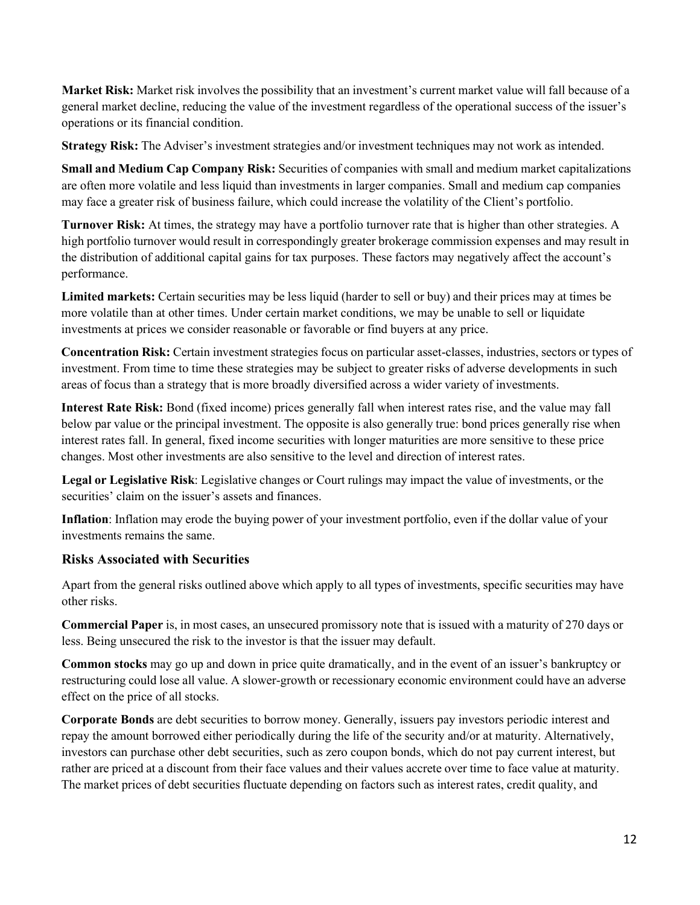**Market Risk:** Market risk involves the possibility that an investment's current market value will fall because of a general market decline, reducing the value of the investment regardless of the operational success of the issuer's operations or its financial condition.

**Strategy Risk:** The Adviser's investment strategies and/or investment techniques may not work as intended.

**Small and Medium Cap Company Risk:** Securities of companies with small and medium market capitalizations are often more volatile and less liquid than investments in larger companies. Small and medium cap companies may face a greater risk of business failure, which could increase the volatility of the Client's portfolio.

**Turnover Risk:** At times, the strategy may have a portfolio turnover rate that is higher than other strategies. A high portfolio turnover would result in correspondingly greater brokerage commission expenses and may result in the distribution of additional capital gains for tax purposes. These factors may negatively affect the account's performance.

**Limited markets:** Certain securities may be less liquid (harder to sell or buy) and their prices may at times be more volatile than at other times. Under certain market conditions, we may be unable to sell or liquidate investments at prices we consider reasonable or favorable or find buyers at any price.

**Concentration Risk:** Certain investment strategies focus on particular asset-classes, industries, sectors or types of investment. From time to time these strategies may be subject to greater risks of adverse developments in such areas of focus than a strategy that is more broadly diversified across a wider variety of investments.

**Interest Rate Risk:** Bond (fixed income) prices generally fall when interest rates rise, and the value may fall below par value or the principal investment. The opposite is also generally true: bond prices generally rise when interest rates fall. In general, fixed income securities with longer maturities are more sensitive to these price changes. Most other investments are also sensitive to the level and direction of interest rates.

**Legal or Legislative Risk**: Legislative changes or Court rulings may impact the value of investments, or the securities' claim on the issuer's assets and finances.

**Inflation**: Inflation may erode the buying power of your investment portfolio, even if the dollar value of your investments remains the same.

### Risks Associated with Securities

Apart from the general risks outlined above which apply to all types of investments, specific securities may have other risks.

**Commercial Paper** is, in most cases, an unsecured promissory note that is issued with a maturity of 270 days or less. Being unsecured the risk to the investor is that the issuer may default.

**Common stocks** may go up and down in price quite dramatically, and in the event of an issuer's bankruptcy or restructuring could lose all value. A slower-growth or recessionary economic environment could have an adverse effect on the price of all stocks.

**Corporate Bonds** are debt securities to borrow money. Generally, issuers pay investors periodic interest and repay the amount borrowed either periodically during the life of the security and/or at maturity. Alternatively, investors can purchase other debt securities, such as zero coupon bonds, which do not pay current interest, but rather are priced at a discount from their face values and their values accrete over time to face value at maturity. The market prices of debt securities fluctuate depending on factors such as interest rates, credit quality, and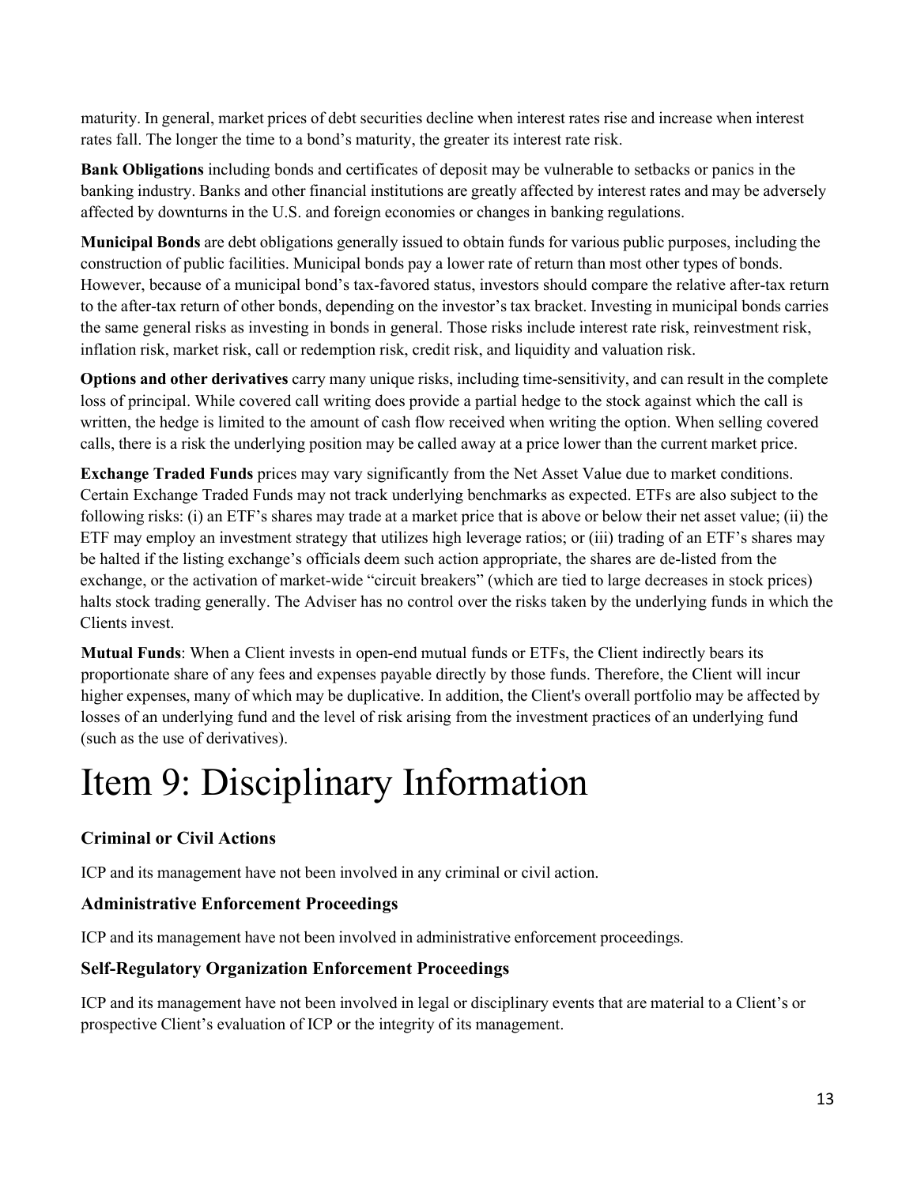maturity. In general, market prices of debt securities decline when interest rates rise and increase when interest rates fall. The longer the time to a bond's maturity, the greater its interest rate risk.

**Bank Obligations** including bonds and certificates of deposit may be vulnerable to setbacks or panics in the banking industry. Banks and other financial institutions are greatly affected by interest rates and may be adversely affected by downturns in the U.S. and foreign economies or changes in banking regulations.

**Municipal Bonds** are debt obligations generally issued to obtain funds for various public purposes, including the construction of public facilities. Municipal bonds pay a lower rate of return than most other types of bonds. However, because of a municipal bond's tax-favored status, investors should compare the relative after-tax return to the after-tax return of other bonds, depending on the investor's tax bracket. Investing in municipal bonds carries the same general risks as investing in bonds in general. Those risks include interest rate risk, reinvestment risk, inflation risk, market risk, call or redemption risk, credit risk, and liquidity and valuation risk.

**Options and other derivatives** carry many unique risks, including time-sensitivity, and can result in the complete loss of principal. While covered call writing does provide a partial hedge to the stock against which the call is written, the hedge is limited to the amount of cash flow received when writing the option. When selling covered calls, there is a risk the underlying position may be called away at a price lower than the current market price.

**Exchange Traded Funds** prices may vary significantly from the Net Asset Value due to market conditions. Certain Exchange Traded Funds may not track underlying benchmarks as expected. ETFs are also subject to the following risks: (i) an ETF's shares may trade at a market price that is above or below their net asset value; (ii) the ETF may employ an investment strategy that utilizes high leverage ratios; or (iii) trading of an ETF's shares may be halted if the listing exchange's officials deem such action appropriate, the shares are de-listed from the exchange, or the activation of market-wide "circuit breakers" (which are tied to large decreases in stock prices) halts stock trading generally. The Adviser has no control over the risks taken by the underlying funds in which the Clients invest.

**Mutual Funds**: When a Client invests in open-end mutual funds or ETFs, the Client indirectly bears its proportionate share of any fees and expenses payable directly by those funds. Therefore, the Client will incur higher expenses, many of which may be duplicative. In addition, the Client's overall portfolio may be affected by losses of an underlying fund and the level of risk arising from the investment practices of an underlying fund (such as the use of derivatives).

# Item 9: Disciplinary Information

### Criminal or Civil Actions

ICP and its management have not been involved in any criminal or civil action.

### Administrative Enforcement Proceedings

ICP and its management have not been involved in administrative enforcement proceedings.

### Self-Regulatory Organization Enforcement Proceedings

ICP and its management have not been involved in legal or disciplinary events that are material to a Client's or prospective Client's evaluation of ICP or the integrity of its management.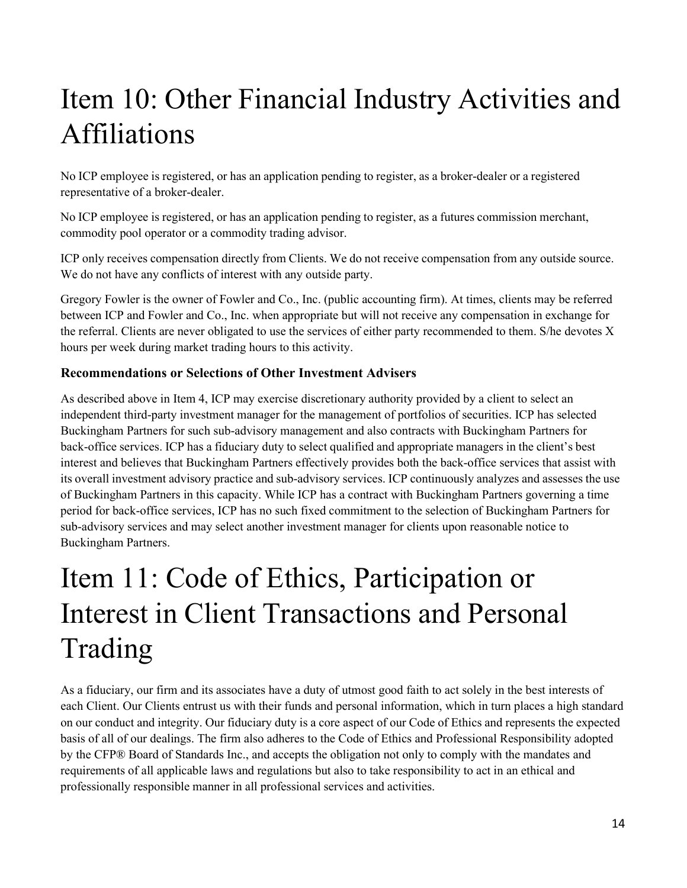# Item 10: Other Financial Industry Activities and Affiliations

No ICP employee is registered, or has an application pending to register, as a broker-dealer or a registered representative of a broker-dealer.

No ICP employee is registered, or has an application pending to register, as a futures commission merchant, commodity pool operator or a commodity trading advisor.

ICP only receives compensation directly from Clients. We do not receive compensation from any outside source. We do not have any conflicts of interest with any outside party.

Gregory Fowler is the owner of Fowler and Co., Inc. (public accounting firm). At times, clients may be referred between ICP and Fowler and Co., Inc. when appropriate but will not receive any compensation in exchange for the referral. Clients are never obligated to use the services of either party recommended to them. S/he devotes X hours per week during market trading hours to this activity.

**Recommendations or Selections of Other Investment Advisers**

As described above in Item 4, ICP may exercise discretionary authority provided by a client to select an independent third-party investment manager for the management of portfolios of securities. ICP has selected Buckingham Partners for such sub-advisory management and also contracts with Buckingham Partners for back-office services. ICP has a fiduciary duty to select qualified and appropriate managers in the client's best interest and believes that Buckingham Partners effectively provides both the back-office services that assist with its overall investment advisory practice and sub-advisory services. ICP continuously analyzes and assesses the use of Buckingham Partners in this capacity. While ICP has a contract with Buckingham Partners governing a time period for back-office services, ICP has no such fixed commitment to the selection of Buckingham Partners for sub-advisory services and may select another investment manager for clients upon reasonable notice to Buckingham Partners.

# Item 11: Code of Ethics, Participation or Interest in Client Transactions and Personal Trading

As a fiduciary, our firm and its associates have a duty of utmost good faith to act solely in the best interests of each Client. Our Clients entrust us with their funds and personal information, which in turn places a high standard on our conduct and integrity. Our fiduciary duty is a core aspect of our Code of Ethics and represents the expected basis of all of our dealings. The firm also adheres to the Code of Ethics and Professional Responsibility adopted by the CFP® Board of Standards Inc., and accepts the obligation not only to comply with the mandates and requirements of all applicable laws and regulations but also to take responsibility to act in an ethical and professionally responsible manner in all professional services and activities.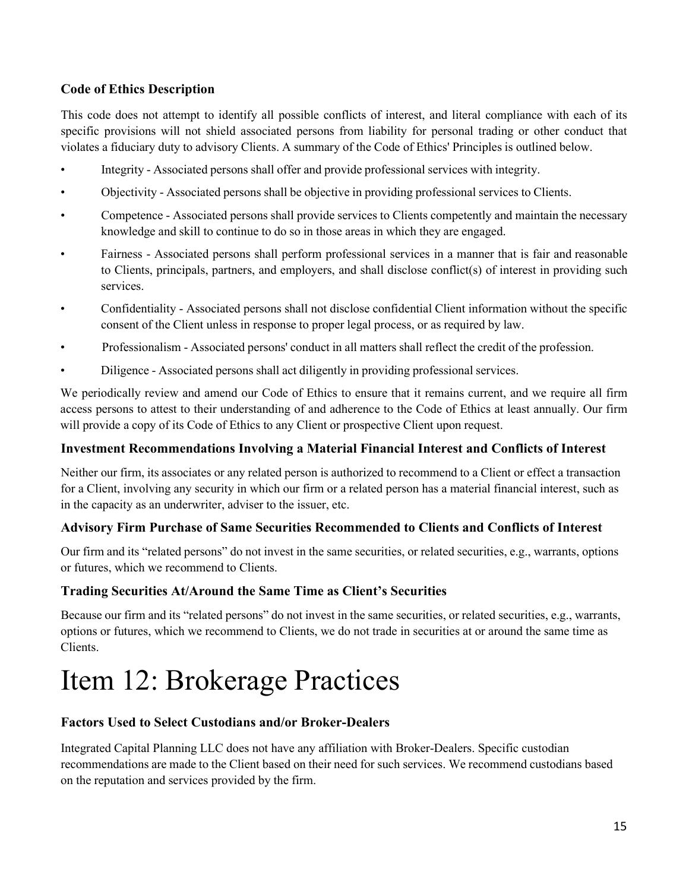### Code of Ethics Description

This code does not attempt to identify all possible conflicts of interest, and literal compliance with each of its specific provisions will not shield associated persons from liability for personal trading or other conduct that violates a fiduciary duty to advisory Clients. A summary of the Code of Ethics' Principles is outlined below.

- Integrity - Associated persons shall offer and provide professional services with integrity.
- Objectivity - Associated persons shall be objective in providing professional services to Clients.
- Competence - Associated persons shall provide services to Clients competently and maintain the necessary knowledge and skill to continue to do so in those areas in which they are engaged.
- Fairness - Associated persons shall perform professional services in a manner that is fair and reasonable to Clients, principals, partners, and employers, and shall disclose conflict(s) of interest in providing such services.
- Confidentiality - Associated persons shall not disclose confidential Client information without the specific consent of the Client unless in response to proper legal process, or as required by law.
- Professionalism - Associated persons' conduct in all matters shall reflect the credit of the profession.
- Diligence - Associated persons shall act diligently in providing professional services.

We periodically review and amend our Code of Ethics to ensure that it remains current, and we require all firm access persons to attest to their understanding of and adherence to the Code of Ethics at least annually. Our firm will provide a copy of its Code of Ethics to any Client or prospective Client upon request.

### Investment Recommendations Involving a Material Financial Interest and Conflicts of Interest

Neither our firm, its associates or any related person is authorized to recommend to a Client or effect a transaction for a Client, involving any security in which our firm or a related person has a material financial interest, such as in the capacity as an underwriter, adviser to the issuer, etc.

### Advisory Firm Purchase of Same Securities Recommended to Clients and Conflicts of Interest

Our firm and its "related persons" do not invest in the same securities, or related securities, e.g., warrants, options or futures, which we recommend to Clients.

### Trading Securities At/Around the Same Time as Client's Securities

Because our firm and its "related persons" do not invest in the same securities, or related securities, e.g., warrants, options or futures, which we recommend to Clients, we do not trade in securities at or around the same time as Clients.

# Item 12: Brokerage Practices

### Factors Used to Select Custodians and/or Broker-Dealers

Integrated Capital Planning LLC does not have any affiliation with Broker-Dealers. Specific custodian recommendations are made to the Client based on their need for such services. We recommend custodians based on the reputation and services provided by the firm.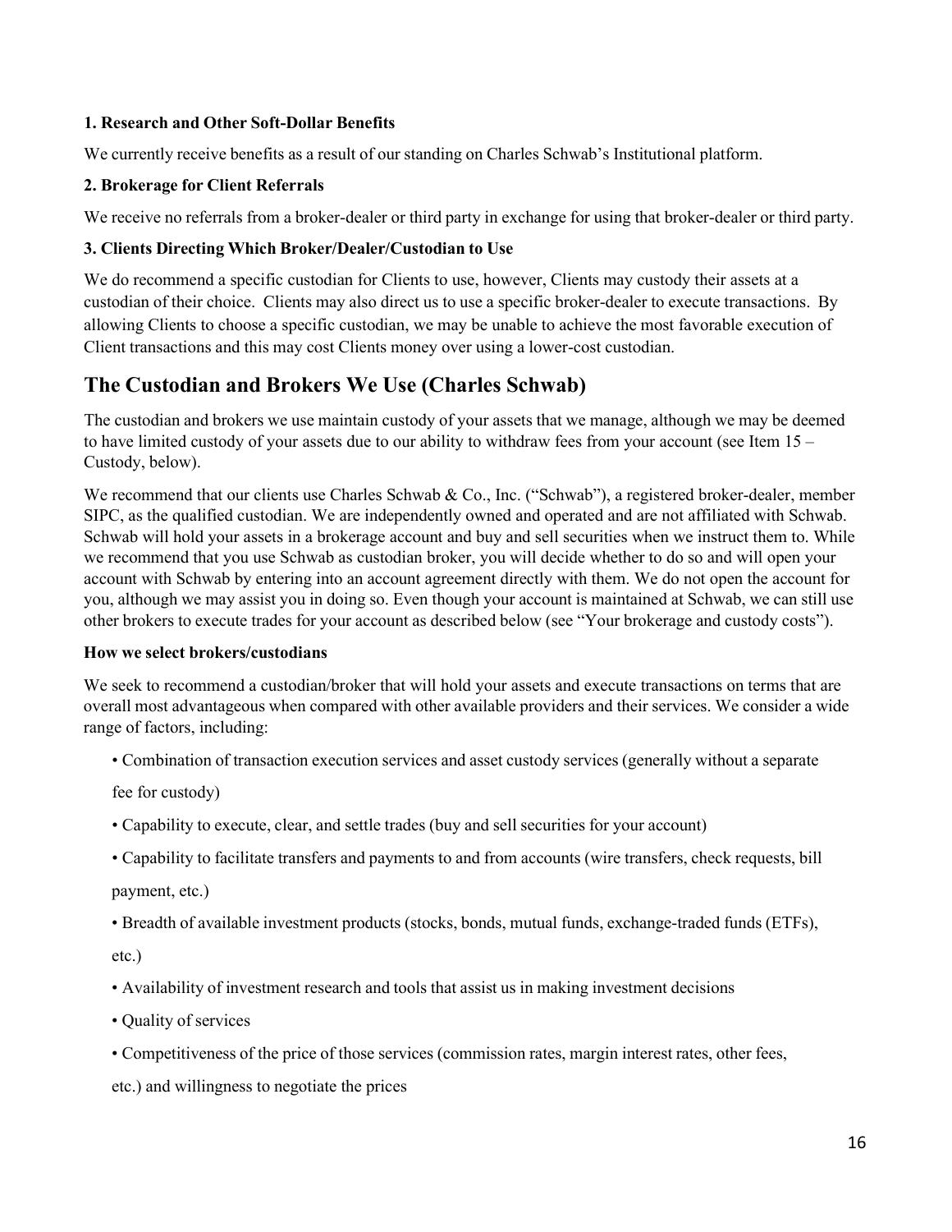**1. Research and Other Soft-Dollar Benefits**

We currently receive benefits as a result of our standing on Charles Schwab's Institutional platform.

**2. Brokerage for Client Referrals**

We receive no referrals from a broker-dealer or third party in exchange for using that broker-dealer or third party.

**3. Clients Directing Which Broker/Dealer/Custodian to Use**

We do recommend a specific custodian for Clients to use, however, Clients may custody their assets at a custodian of their choice. Clients may also direct us to use a specific broker-dealer to execute transactions. By allowing Clients to choose a specific custodian, we may be unable to achieve the most favorable execution of Client transactions and this may cost Clients money over using a lower-cost custodian.

## The Custodian and Brokers We Use (Charles Schwab)

The custodian and brokers we use maintain custody of your assets that we manage, although we may be deemed to have limited custody of your assets due to our ability to withdraw fees from your account (see Item 15 – Custody, below).

We recommend that our clients use Charles Schwab & Co., Inc. ("Schwab"), a registered broker-dealer, member SIPC, as the qualified custodian. We are independently owned and operated and are not affiliated with Schwab. Schwab will hold your assets in a brokerage account and buy and sell securities when we instruct them to. While we recommend that you use Schwab as custodian broker, you will decide whether to do so and will open your account with Schwab by entering into an account agreement directly with them. We do not open the account for you, although we may assist you in doing so. Even though your account is maintained at Schwab, we can still use other brokers to execute trades for your account as described below (see "Your brokerage and custody costs").

**How we select brokers/custodians**

We seek to recommend a custodian/broker that will hold your assets and execute transactions on terms that are overall most advantageous when compared with other available providers and their services. We consider a wide range of factors, including:

- Combination of transaction execution services and asset custody services (generally without a separate fee for custody)
- Capability to execute, clear, and settle trades (buy and sell securities for your account)
- Capability to facilitate transfers and payments to and from accounts (wire transfers, check requests, bill payment, etc.)
- Breadth of available investment products (stocks, bonds, mutual funds, exchange-traded funds (ETFs), etc.)
- Availability of investment research and tools that assist us in making investment decisions
- Quality of services
- Competitiveness of the price of those services (commission rates, margin interest rates, other fees, etc.) and willingness to negotiate the prices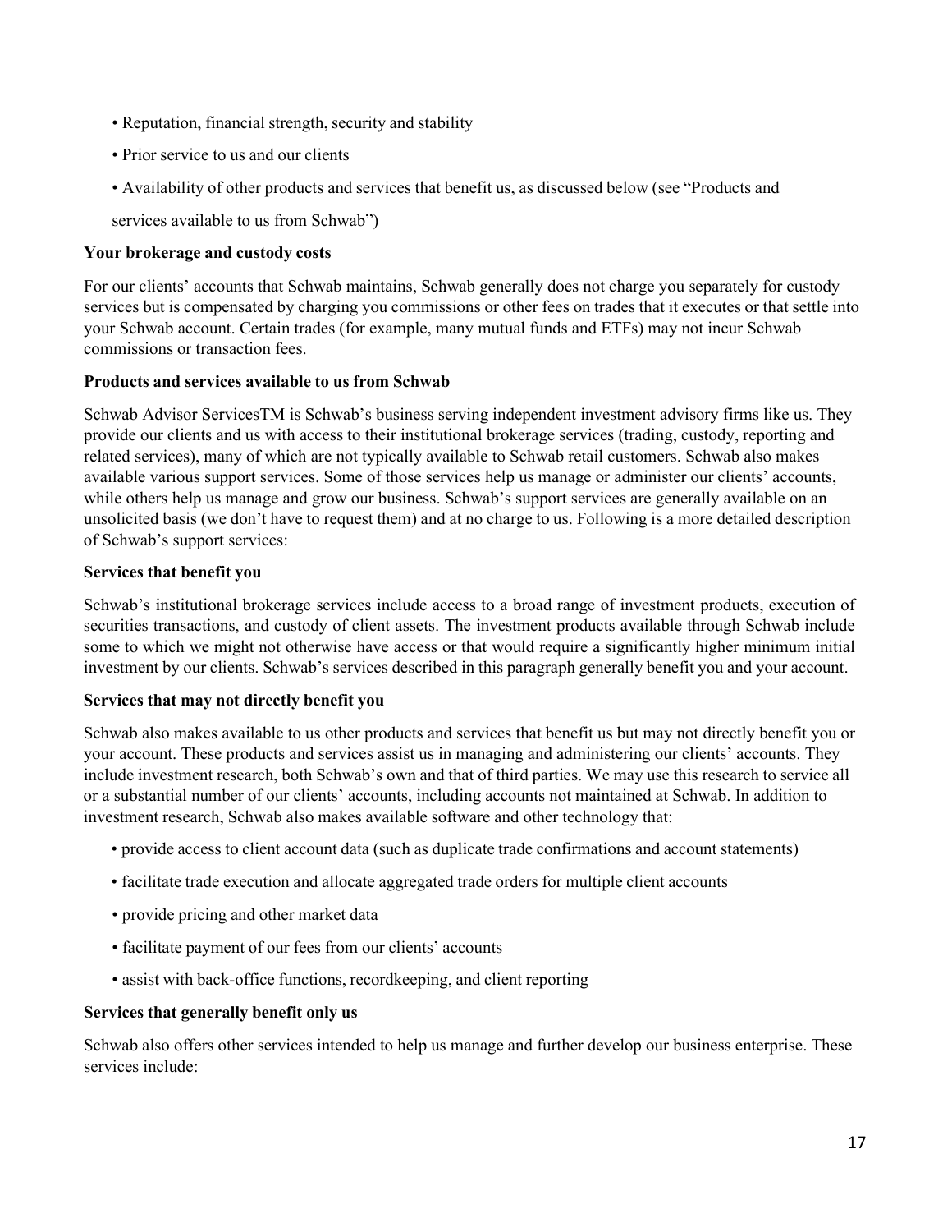- Reputation, financial strength, security and stability
- Prior service to us and our clients
- Availability of other products and services that benefit us, as discussed below (see "Products and services available to us from Schwab")

**Your brokerage and custody costs**

For our clients' accounts that Schwab maintains, Schwab generally does not charge you separately for custody services but is compensated by charging you commissions or other fees on trades that it executes or that settle into your Schwab account. Certain trades (for example, many mutual funds and ETFs) may not incur Schwab commissions or transaction fees.

**Products and services available to us from Schwab**

Schwab Advisor ServicesTM is Schwab's business serving independent investment advisory firms like us. They provide our clients and us with access to their institutional brokerage services (trading, custody, reporting and related services), many of which are not typically available to Schwab retail customers. Schwab also makes available various support services. Some of those services help us manage or administer our clients' accounts, while others help us manage and grow our business. Schwab's support services are generally available on an unsolicited basis (we don't have to request them) and at no charge to us. Following is a more detailed description of Schwab's support services:

**Services that benefit you**

Schwab's institutional brokerage services include access to a broad range of investment products, execution of securities transactions, and custody of client assets. The investment products available through Schwab include some to which we might not otherwise have access or that would require a significantly higher minimum initial investment by our clients. Schwab's services described in this paragraph generally benefit you and your account.

**Services that may not directly benefit you**

Schwab also makes available to us other products and services that benefit us but may not directly benefit you or your account. These products and services assist us in managing and administering our clients' accounts. They include investment research, both Schwab's own and that of third parties. We may use this research to service all or a substantial number of our clients' accounts, including accounts not maintained at Schwab. In addition to investment research, Schwab also makes available software and other technology that:

- provide access to client account data (such as duplicate trade confirmations and account statements)
- facilitate trade execution and allocate aggregated trade orders for multiple client accounts
- provide pricing and other market data
- facilitate payment of our fees from our clients' accounts
- assist with back-office functions, recordkeeping, and client reporting

**Services that generally benefit only us**

Schwab also offers other services intended to help us manage and further develop our business enterprise. These services include: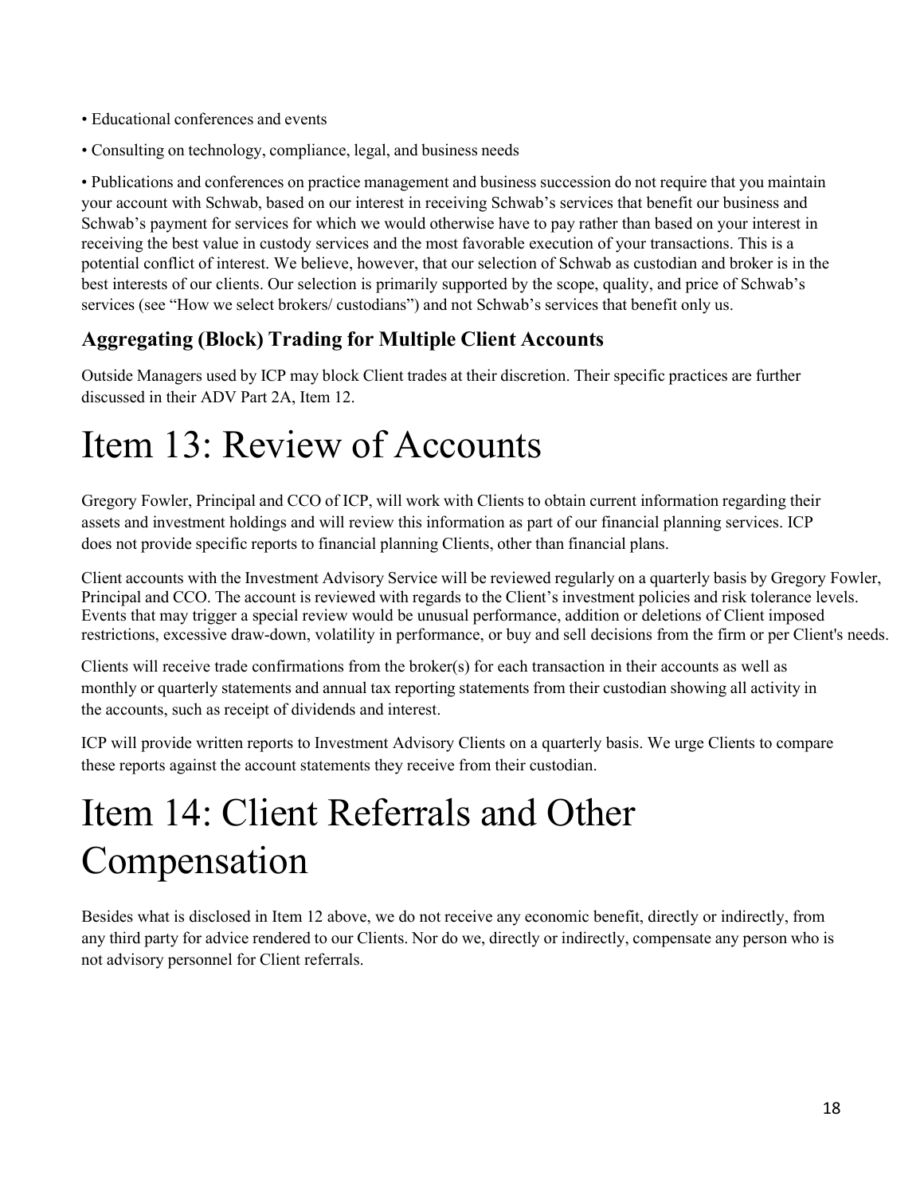- Educational conferences and events
- Consulting on technology, compliance, legal, and business needs
- Publications and conferences on practice management and business succession do not require that you maintain your account with Schwab, based on our interest in receiving Schwab's services that benefit our business and Schwab's payment for services for which we would otherwise have to pay rather than based on your interest in receiving the best value in custody services and the most favorable execution of your transactions. This is a potential conflict of interest. We believe, however, that our selection of Schwab as custodian and broker is in the best interests of our clients. Our selection is primarily supported by the scope, quality, and price of Schwab's services (see "How we select brokers/ custodians") and not Schwab's services that benefit only us.

### Aggregating (Block) Trading for Multiple Client Accounts

Outside Managers used by ICP may block Client trades at their discretion. Their specific practices are further discussed in their ADV Part 2A, Item 12.

# Item 13: Review of Accounts

Gregory Fowler, Principal and CCO of ICP, will work with Clients to obtain current information regarding their assets and investment holdings and will review this information as part of our financial planning services. ICP does not provide specific reports to financial planning Clients, other than financial plans.

Client accounts with the Investment Advisory Service will be reviewed regularly on a quarterly basis by Gregory Fowler, Principal and CCO. The account is reviewed with regards to the Client's investment policies and risk tolerance levels. Events that may trigger a special review would be unusual performance, addition or deletions of Client imposed restrictions, excessive draw-down, volatility in performance, or buy and sell decisions from the firm or per Client's needs.

Clients will receive trade confirmations from the broker(s) for each transaction in their accounts as well as monthly or quarterly statements and annual tax reporting statements from their custodian showing all activity in the accounts, such as receipt of dividends and interest.

ICP will provide written reports to Investment Advisory Clients on a quarterly basis. We urge Clients to compare these reports against the account statements they receive from their custodian.

# Item 14: Client Referrals and Other Compensation

Besides what is disclosed in Item 12 above, we do not receive any economic benefit, directly or indirectly, from any third party for advice rendered to our Clients. Nor do we, directly or indirectly, compensate any person who is not advisory personnel for Client referrals.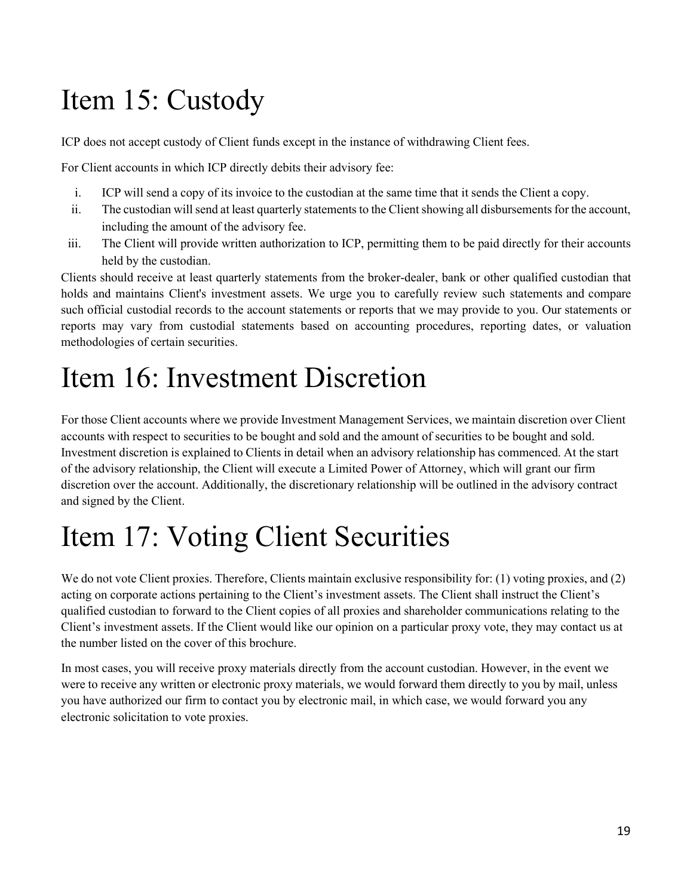# Item 15: Custody

ICP does not accept custody of Client funds except in the instance of withdrawing Client fees.

For Client accounts in which ICP directly debits their advisory fee:

i. ICP will send a copy of its invoice to the custodian at the same time that it sends the Client a copy.
ii. The custodian will send at least quarterly statements to the Client showing all disbursements for the account, including the amount of the advisory fee.
iii. The Client will provide written authorization to ICP, permitting them to be paid directly for their accounts held by the custodian.

Clients should receive at least quarterly statements from the broker-dealer, bank or other qualified custodian that holds and maintains Client's investment assets. We urge you to carefully review such statements and compare such official custodial records to the account statements or reports that we may provide to you. Our statements or reports may vary from custodial statements based on accounting procedures, reporting dates, or valuation methodologies of certain securities.

# Item 16: Investment Discretion

For those Client accounts where we provide Investment Management Services, we maintain discretion over Client accounts with respect to securities to be bought and sold and the amount of securities to be bought and sold. Investment discretion is explained to Clients in detail when an advisory relationship has commenced. At the start of the advisory relationship, the Client will execute a Limited Power of Attorney, which will grant our firm discretion over the account. Additionally, the discretionary relationship will be outlined in the advisory contract and signed by the Client.

# Item 17: Voting Client Securities

We do not vote Client proxies. Therefore, Clients maintain exclusive responsibility for: (1) voting proxies, and (2) acting on corporate actions pertaining to the Client's investment assets. The Client shall instruct the Client's qualified custodian to forward to the Client copies of all proxies and shareholder communications relating to the Client's investment assets. If the Client would like our opinion on a particular proxy vote, they may contact us at the number listed on the cover of this brochure.

In most cases, you will receive proxy materials directly from the account custodian. However, in the event we were to receive any written or electronic proxy materials, we would forward them directly to you by mail, unless you have authorized our firm to contact you by electronic mail, in which case, we would forward you any electronic solicitation to vote proxies.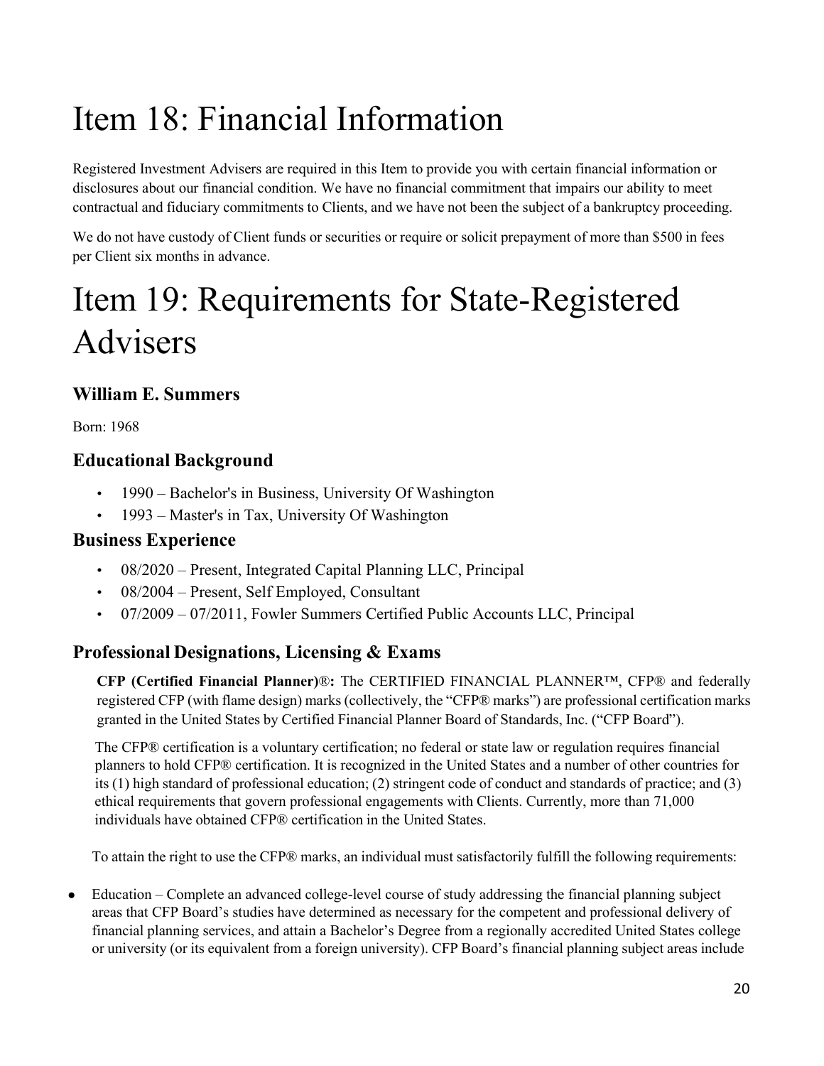# Item 18: Financial Information

Registered Investment Advisers are required in this Item to provide you with certain financial information or disclosures about our financial condition. We have no financial commitment that impairs our ability to meet contractual and fiduciary commitments to Clients, and we have not been the subject of a bankruptcy proceeding.

We do not have custody of Client funds or securities or require or solicit prepayment of more than $500 in fees per Client six months in advance.

# Item 19: Requirements for State-Registered Advisers

### William E. Summers

Born: 1968

### Educational Background

- 1990 – Bachelor's in Business, University Of Washington
- 1993 – Master's in Tax, University Of Washington

### Business Experience

- 08/2020 – Present, Integrated Capital Planning LLC, Principal
- 08/2004 – Present, Self Employed, Consultant
- 07/2009 – 07/2011, Fowler Summers Certified Public Accounts LLC, Principal

### Professional Designations, Licensing & Exams

**CFP (Certified Financial Planner)®:** The CERTIFIED FINANCIAL PLANNER™, CFP® and federally registered CFP (with flame design) marks (collectively, the "CFP® marks") are professional certification marks granted in the United States by Certified Financial Planner Board of Standards, Inc. ("CFP Board").

The CFP® certification is a voluntary certification; no federal or state law or regulation requires financial planners to hold CFP® certification. It is recognized in the United States and a number of other countries for its (1) high standard of professional education; (2) stringent code of conduct and standards of practice; and (3) ethical requirements that govern professional engagements with Clients. Currently, more than 71,000 individuals have obtained CFP® certification in the United States.

To attain the right to use the CFP® marks, an individual must satisfactorily fulfill the following requirements:

- Education – Complete an advanced college-level course of study addressing the financial planning subject areas that CFP Board's studies have determined as necessary for the competent and professional delivery of financial planning services, and attain a Bachelor's Degree from a regionally accredited United States college or university (or its equivalent from a foreign university). CFP Board's financial planning subject areas include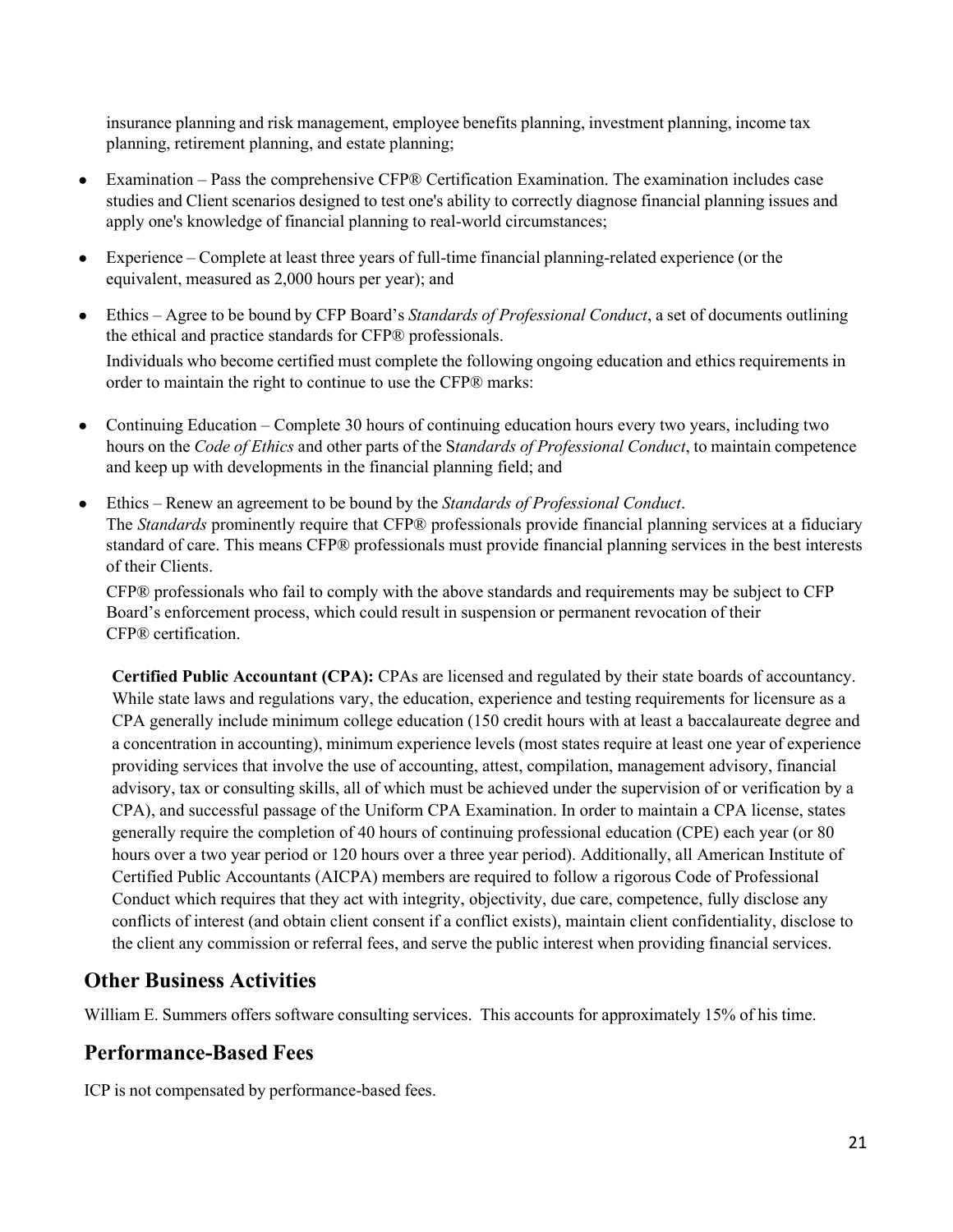insurance planning and risk management, employee benefits planning, investment planning, income tax planning, retirement planning, and estate planning;

- Examination – Pass the comprehensive CFP® Certification Examination. The examination includes case studies and Client scenarios designed to test one's ability to correctly diagnose financial planning issues and apply one's knowledge of financial planning to real-world circumstances;
- Experience – Complete at least three years of full-time financial planning-related experience (or the equivalent, measured as 2,000 hours per year); and
- Ethics – Agree to be bound by CFP Board's *Standards of Professional Conduct*, a set of documents outlining the ethical and practice standards for CFP® professionals.

  Individuals who become certified must complete the following ongoing education and ethics requirements in order to maintain the right to continue to use the CFP® marks:

- Continuing Education – Complete 30 hours of continuing education hours every two years, including two hours on the *Code of Ethics* and other parts of the S*tandards of Professional Conduct*, to maintain competence and keep up with developments in the financial planning field; and
- Ethics – Renew an agreement to be bound by the *Standards of Professional Conduct*.
  The *Standards* prominently require that CFP® professionals provide financial planning services at a fiduciary standard of care. This means CFP® professionals must provide financial planning services in the best interests of their Clients.

  CFP® professionals who fail to comply with the above standards and requirements may be subject to CFP Board's enforcement process, which could result in suspension or permanent revocation of their CFP® certification.

**Certified Public Accountant (CPA):** CPAs are licensed and regulated by their state boards of accountancy. While state laws and regulations vary, the education, experience and testing requirements for licensure as a CPA generally include minimum college education (150 credit hours with at least a baccalaureate degree and a concentration in accounting), minimum experience levels (most states require at least one year of experience providing services that involve the use of accounting, attest, compilation, management advisory, financial advisory, tax or consulting skills, all of which must be achieved under the supervision of or verification by a CPA), and successful passage of the Uniform CPA Examination. In order to maintain a CPA license, states generally require the completion of 40 hours of continuing professional education (CPE) each year (or 80 hours over a two year period or 120 hours over a three year period). Additionally, all American Institute of Certified Public Accountants (AICPA) members are required to follow a rigorous Code of Professional Conduct which requires that they act with integrity, objectivity, due care, competence, fully disclose any conflicts of interest (and obtain client consent if a conflict exists), maintain client confidentiality, disclose to the client any commission or referral fees, and serve the public interest when providing financial services.

## Other Business Activities

William E. Summers offers software consulting services. This accounts for approximately 15% of his time.

## Performance-Based Fees

ICP is not compensated by performance-based fees.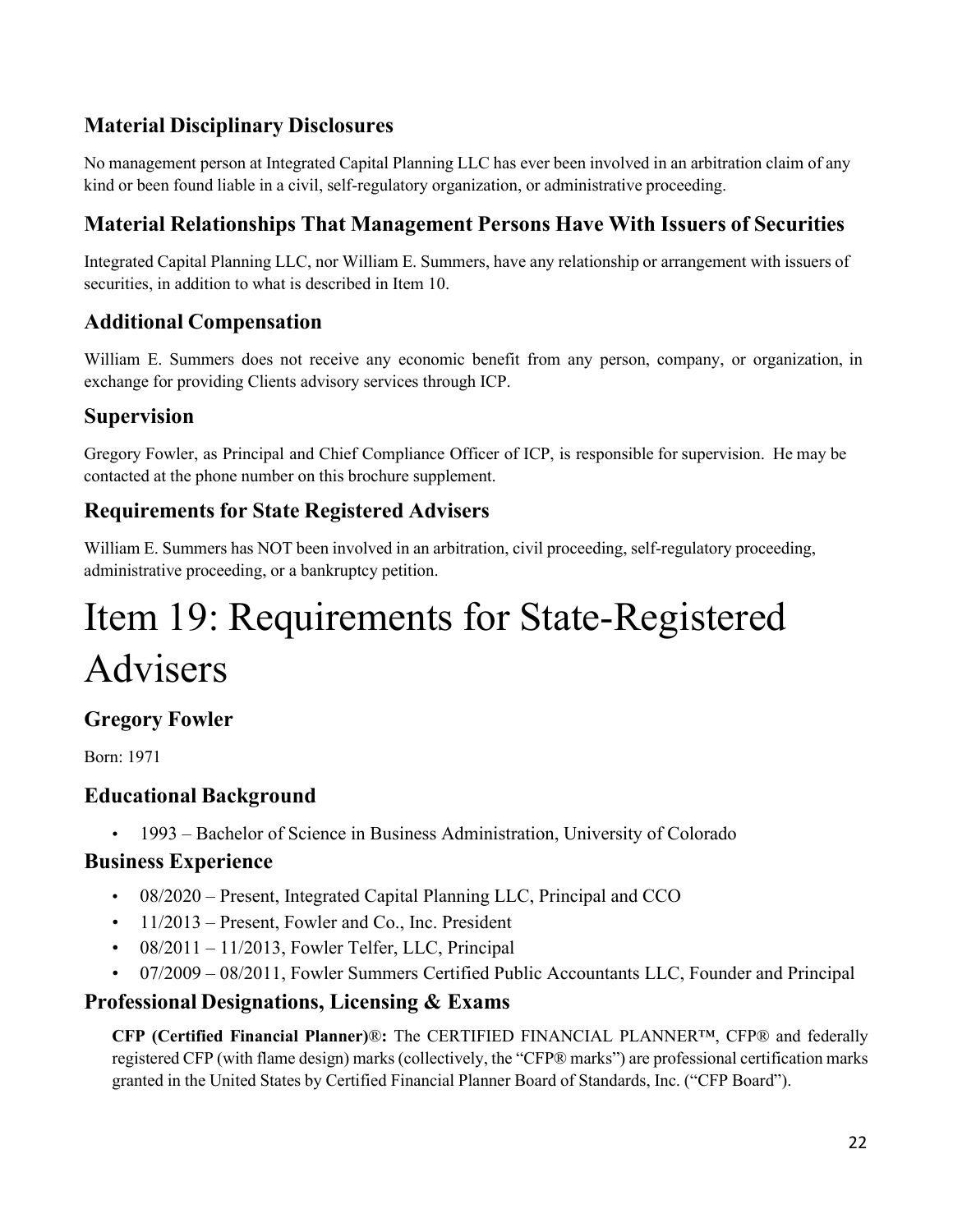### Material Disciplinary Disclosures

No management person at Integrated Capital Planning LLC has ever been involved in an arbitration claim of any kind or been found liable in a civil, self-regulatory organization, or administrative proceeding.

### Material Relationships That Management Persons Have With Issuers of Securities

Integrated Capital Planning LLC, nor William E. Summers, have any relationship or arrangement with issuers of securities, in addition to what is described in Item 10.

### Additional Compensation

William E. Summers does not receive any economic benefit from any person, company, or organization, in exchange for providing Clients advisory services through ICP.

### Supervision

Gregory Fowler, as Principal and Chief Compliance Officer of ICP, is responsible for supervision. He may be contacted at the phone number on this brochure supplement.

### Requirements for State Registered Advisers

William E. Summers has NOT been involved in an arbitration, civil proceeding, self-regulatory proceeding, administrative proceeding, or a bankruptcy petition.

# Item 19: Requirements for State-Registered Advisers

### Gregory Fowler

Born: 1971

### Educational Background

- 1993 – Bachelor of Science in Business Administration, University of Colorado

### Business Experience

- 08/2020 – Present, Integrated Capital Planning LLC, Principal and CCO
- 11/2013 – Present, Fowler and Co., Inc. President
- 08/2011 – 11/2013, Fowler Telfer, LLC, Principal
- 07/2009 – 08/2011, Fowler Summers Certified Public Accountants LLC, Founder and Principal

### Professional Designations, Licensing & Exams

**CFP (Certified Financial Planner)®:** The CERTIFIED FINANCIAL PLANNER™, CFP® and federally registered CFP (with flame design) marks (collectively, the "CFP® marks") are professional certification marks granted in the United States by Certified Financial Planner Board of Standards, Inc. ("CFP Board").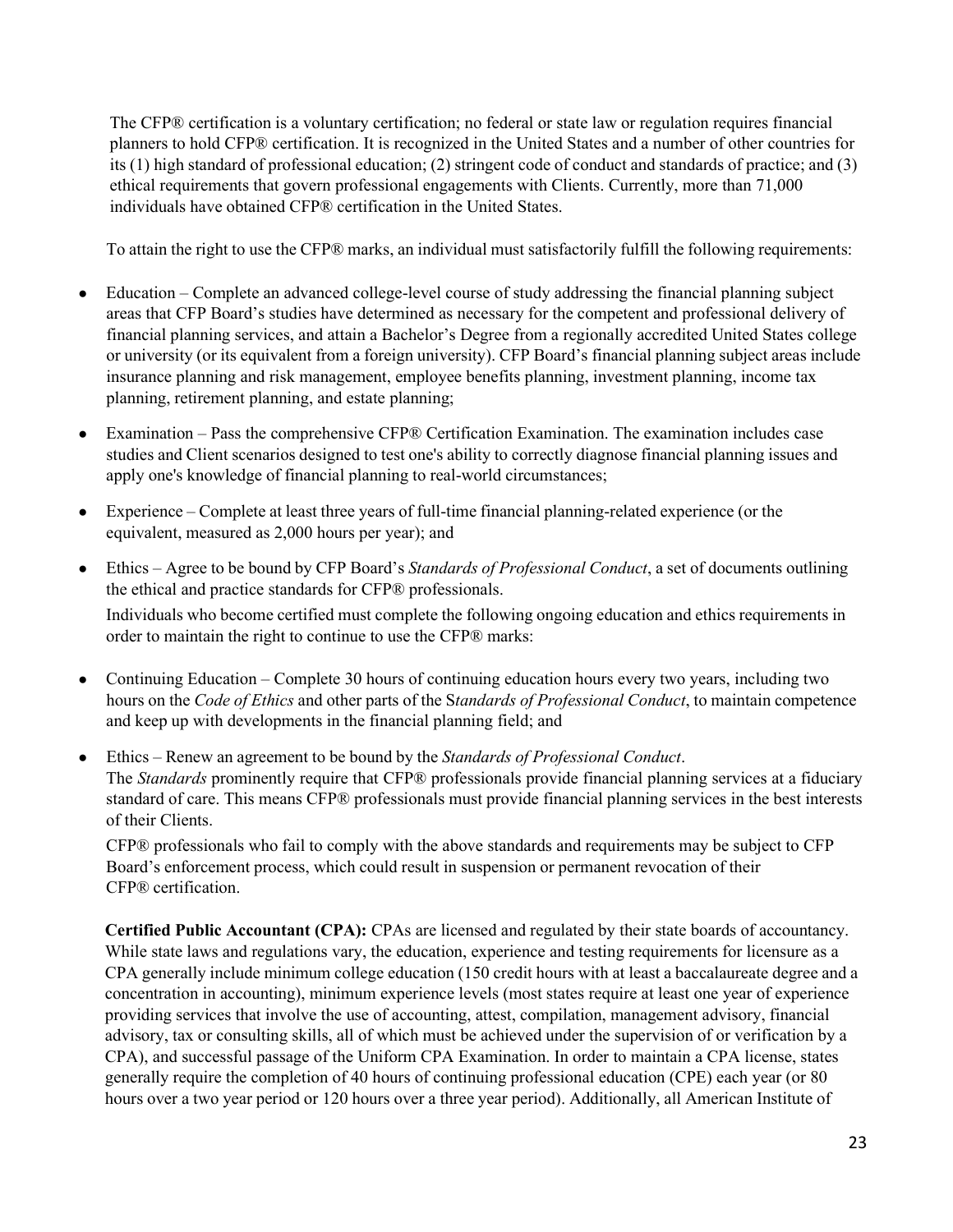The CFP® certification is a voluntary certification; no federal or state law or regulation requires financial planners to hold CFP® certification. It is recognized in the United States and a number of other countries for its (1) high standard of professional education; (2) stringent code of conduct and standards of practice; and (3) ethical requirements that govern professional engagements with Clients. Currently, more than 71,000 individuals have obtained CFP® certification in the United States.

To attain the right to use the CFP® marks, an individual must satisfactorily fulfill the following requirements:

- Education – Complete an advanced college-level course of study addressing the financial planning subject areas that CFP Board's studies have determined as necessary for the competent and professional delivery of financial planning services, and attain a Bachelor's Degree from a regionally accredited United States college or university (or its equivalent from a foreign university). CFP Board's financial planning subject areas include insurance planning and risk management, employee benefits planning, investment planning, income tax planning, retirement planning, and estate planning;
- Examination – Pass the comprehensive CFP® Certification Examination. The examination includes case studies and Client scenarios designed to test one's ability to correctly diagnose financial planning issues and apply one's knowledge of financial planning to real-world circumstances;
- Experience – Complete at least three years of full-time financial planning-related experience (or the equivalent, measured as 2,000 hours per year); and
- Ethics – Agree to be bound by CFP Board's *Standards of Professional Conduct*, a set of documents outlining the ethical and practice standards for CFP® professionals.

  Individuals who become certified must complete the following ongoing education and ethics requirements in order to maintain the right to continue to use the CFP® marks:

- Continuing Education – Complete 30 hours of continuing education hours every two years, including two hours on the *Code of Ethics* and other parts of the S*tandards of Professional Conduct*, to maintain competence and keep up with developments in the financial planning field; and
- Ethics – Renew an agreement to be bound by the *Standards of Professional Conduct*.

  The *Standards* prominently require that CFP® professionals provide financial planning services at a fiduciary standard of care. This means CFP® professionals must provide financial planning services in the best interests of their Clients.

  CFP® professionals who fail to comply with the above standards and requirements may be subject to CFP Board's enforcement process, which could result in suspension or permanent revocation of their CFP® certification.

**Certified Public Accountant (CPA):** CPAs are licensed and regulated by their state boards of accountancy. While state laws and regulations vary, the education, experience and testing requirements for licensure as a CPA generally include minimum college education (150 credit hours with at least a baccalaureate degree and a concentration in accounting), minimum experience levels (most states require at least one year of experience providing services that involve the use of accounting, attest, compilation, management advisory, financial advisory, tax or consulting skills, all of which must be achieved under the supervision of or verification by a CPA), and successful passage of the Uniform CPA Examination. In order to maintain a CPA license, states generally require the completion of 40 hours of continuing professional education (CPE) each year (or 80 hours over a two year period or 120 hours over a three year period). Additionally, all American Institute of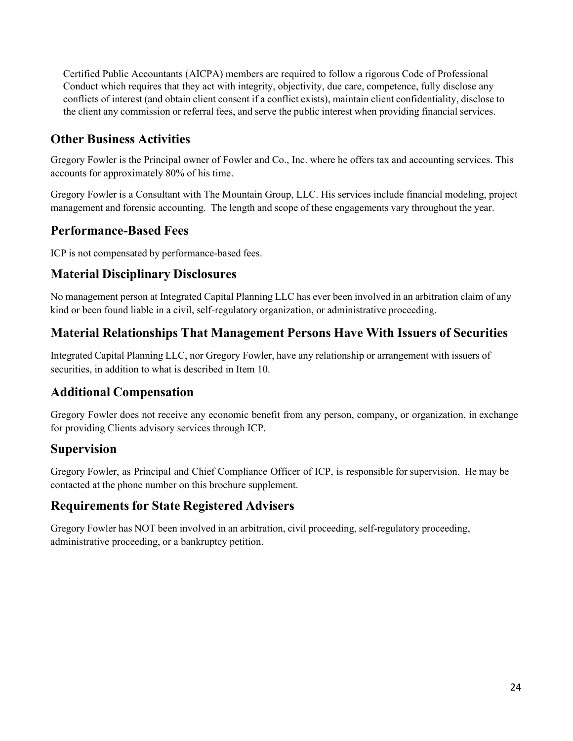Certified Public Accountants (AICPA) members are required to follow a rigorous Code of Professional Conduct which requires that they act with integrity, objectivity, due care, competence, fully disclose any conflicts of interest (and obtain client consent if a conflict exists), maintain client confidentiality, disclose to the client any commission or referral fees, and serve the public interest when providing financial services.

## Other Business Activities

Gregory Fowler is the Principal owner of Fowler and Co., Inc. where he offers tax and accounting services. This accounts for approximately 80% of his time.

Gregory Fowler is a Consultant with The Mountain Group, LLC. His services include financial modeling, project management and forensic accounting. The length and scope of these engagements vary throughout the year.

## Performance-Based Fees

ICP is not compensated by performance-based fees.

## Material Disciplinary Disclosures

No management person at Integrated Capital Planning LLC has ever been involved in an arbitration claim of any kind or been found liable in a civil, self-regulatory organization, or administrative proceeding.

## Material Relationships That Management Persons Have With Issuers of Securities

Integrated Capital Planning LLC, nor Gregory Fowler, have any relationship or arrangement with issuers of securities, in addition to what is described in Item 10.

## Additional Compensation

Gregory Fowler does not receive any economic benefit from any person, company, or organization, in exchange for providing Clients advisory services through ICP.

## Supervision

Gregory Fowler, as Principal and Chief Compliance Officer of ICP, is responsible for supervision. He may be contacted at the phone number on this brochure supplement.

## Requirements for State Registered Advisers

Gregory Fowler has NOT been involved in an arbitration, civil proceeding, self-regulatory proceeding, administrative proceeding, or a bankruptcy petition.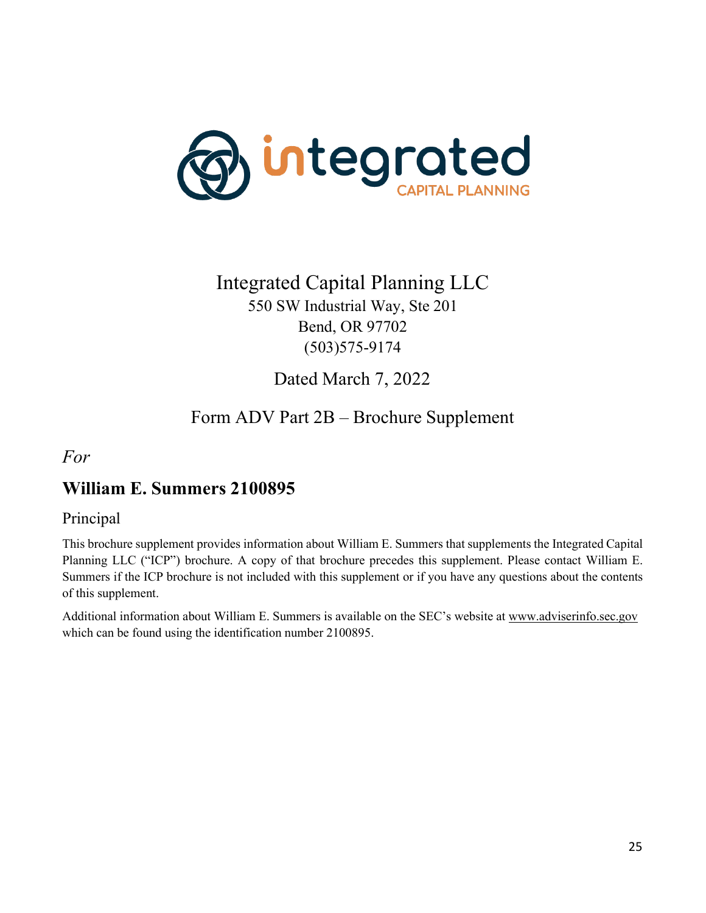Integrated Capital Planning LLC
550 SW Industrial Way, Ste 201
Bend, OR 97702
(503)575-9174

Dated March 7, 2022

Form ADV Part 2B – Brochure Supplement

*For*

## William E. Summers 2100895

Principal

This brochure supplement provides information about William E. Summers that supplements the Integrated Capital Planning LLC ("ICP") brochure. A copy of that brochure precedes this supplement. Please contact William E. Summers if the ICP brochure is not included with this supplement or if you have any questions about the contents of this supplement.

Additional information about William E. Summers is available on the SEC's website at www.adviserinfo.sec.gov which can be found using the identification number 2100895.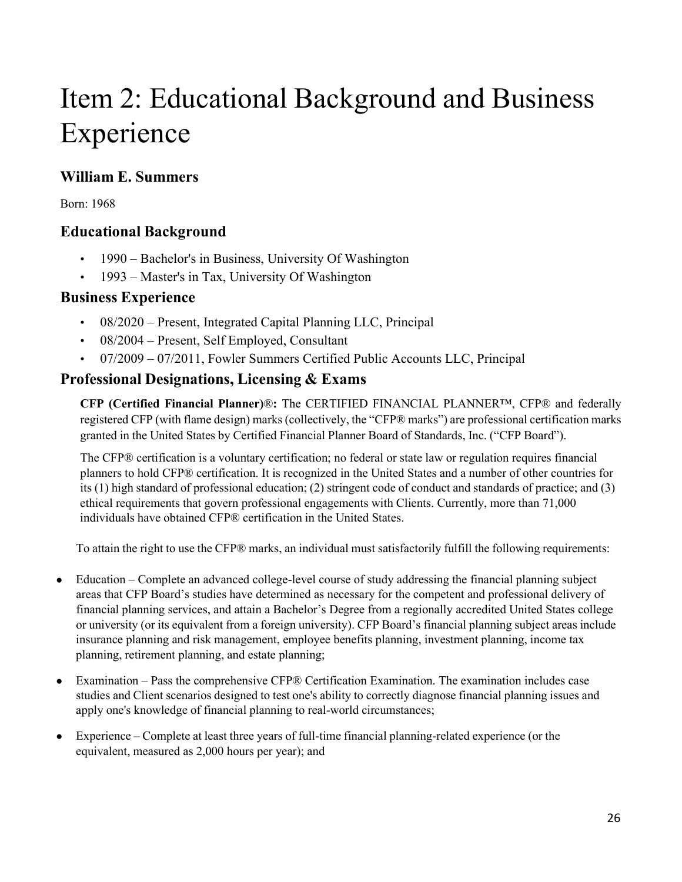# Item 2: Educational Background and Business Experience

## William E. Summers

Born: 1968

## Educational Background

- 1990 – Bachelor's in Business, University Of Washington
- 1993 – Master's in Tax, University Of Washington

## Business Experience

- 08/2020 – Present, Integrated Capital Planning LLC, Principal
- 08/2004 – Present, Self Employed, Consultant
- 07/2009 – 07/2011, Fowler Summers Certified Public Accounts LLC, Principal

## Professional Designations, Licensing & Exams

**CFP (Certified Financial Planner)®:** The CERTIFIED FINANCIAL PLANNER™, CFP® and federally registered CFP (with flame design) marks (collectively, the "CFP® marks") are professional certification marks granted in the United States by Certified Financial Planner Board of Standards, Inc. ("CFP Board").

The CFP® certification is a voluntary certification; no federal or state law or regulation requires financial planners to hold CFP® certification. It is recognized in the United States and a number of other countries for its (1) high standard of professional education; (2) stringent code of conduct and standards of practice; and (3) ethical requirements that govern professional engagements with Clients. Currently, more than 71,000 individuals have obtained CFP® certification in the United States.

To attain the right to use the CFP® marks, an individual must satisfactorily fulfill the following requirements:

- Education – Complete an advanced college-level course of study addressing the financial planning subject areas that CFP Board's studies have determined as necessary for the competent and professional delivery of financial planning services, and attain a Bachelor's Degree from a regionally accredited United States college or university (or its equivalent from a foreign university). CFP Board's financial planning subject areas include insurance planning and risk management, employee benefits planning, investment planning, income tax planning, retirement planning, and estate planning;

- Examination – Pass the comprehensive CFP® Certification Examination. The examination includes case studies and Client scenarios designed to test one's ability to correctly diagnose financial planning issues and apply one's knowledge of financial planning to real-world circumstances;

- Experience – Complete at least three years of full-time financial planning-related experience (or the equivalent, measured as 2,000 hours per year); and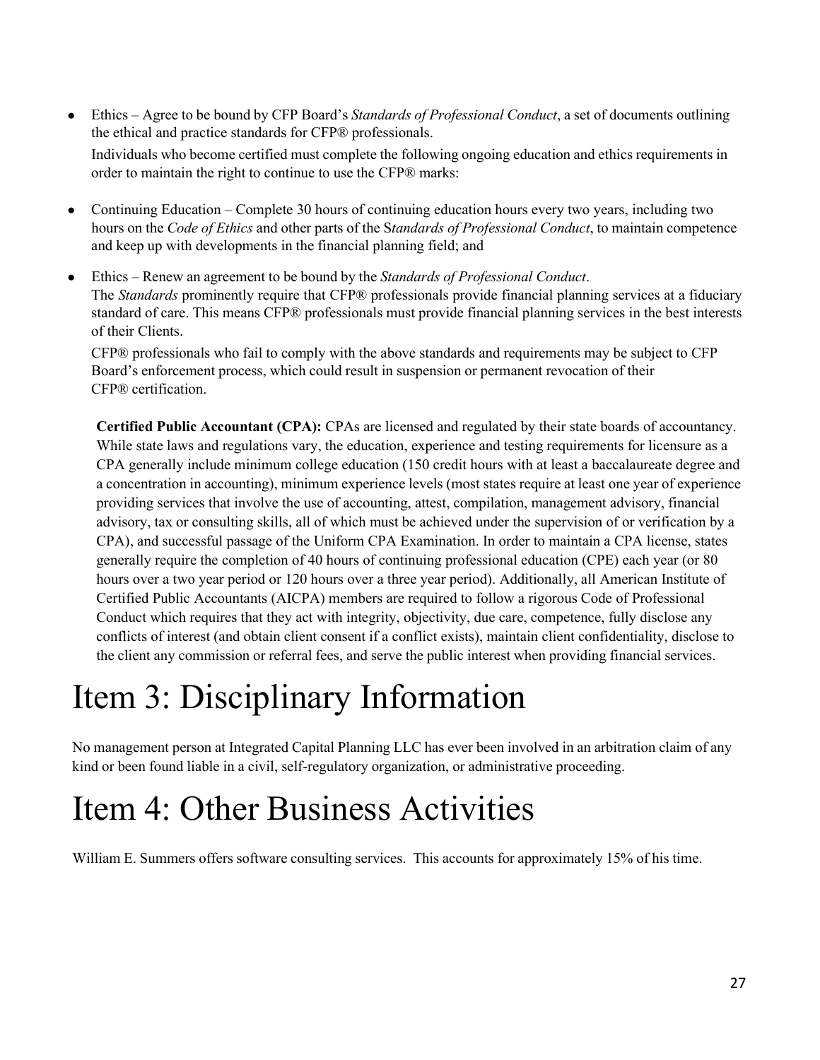- Ethics – Agree to be bound by CFP Board's *Standards of Professional Conduct*, a set of documents outlining the ethical and practice standards for CFP® professionals.

  Individuals who become certified must complete the following ongoing education and ethics requirements in order to maintain the right to continue to use the CFP® marks:

- Continuing Education – Complete 30 hours of continuing education hours every two years, including two hours on the *Code of Ethics* and other parts of the S*tandards of Professional Conduct*, to maintain competence and keep up with developments in the financial planning field; and

- Ethics – Renew an agreement to be bound by the *Standards of Professional Conduct*.
  The *Standards* prominently require that CFP® professionals provide financial planning services at a fiduciary standard of care. This means CFP® professionals must provide financial planning services in the best interests of their Clients.

  CFP® professionals who fail to comply with the above standards and requirements may be subject to CFP Board's enforcement process, which could result in suspension or permanent revocation of their CFP® certification.

**Certified Public Accountant (CPA):** CPAs are licensed and regulated by their state boards of accountancy. While state laws and regulations vary, the education, experience and testing requirements for licensure as a CPA generally include minimum college education (150 credit hours with at least a baccalaureate degree and a concentration in accounting), minimum experience levels (most states require at least one year of experience providing services that involve the use of accounting, attest, compilation, management advisory, financial advisory, tax or consulting skills, all of which must be achieved under the supervision of or verification by a CPA), and successful passage of the Uniform CPA Examination. In order to maintain a CPA license, states generally require the completion of 40 hours of continuing professional education (CPE) each year (or 80 hours over a two year period or 120 hours over a three year period). Additionally, all American Institute of Certified Public Accountants (AICPA) members are required to follow a rigorous Code of Professional Conduct which requires that they act with integrity, objectivity, due care, competence, fully disclose any conflicts of interest (and obtain client consent if a conflict exists), maintain client confidentiality, disclose to the client any commission or referral fees, and serve the public interest when providing financial services.

# Item 3: Disciplinary Information

No management person at Integrated Capital Planning LLC has ever been involved in an arbitration claim of any kind or been found liable in a civil, self-regulatory organization, or administrative proceeding.

# Item 4: Other Business Activities

William E. Summers offers software consulting services. This accounts for approximately 15% of his time.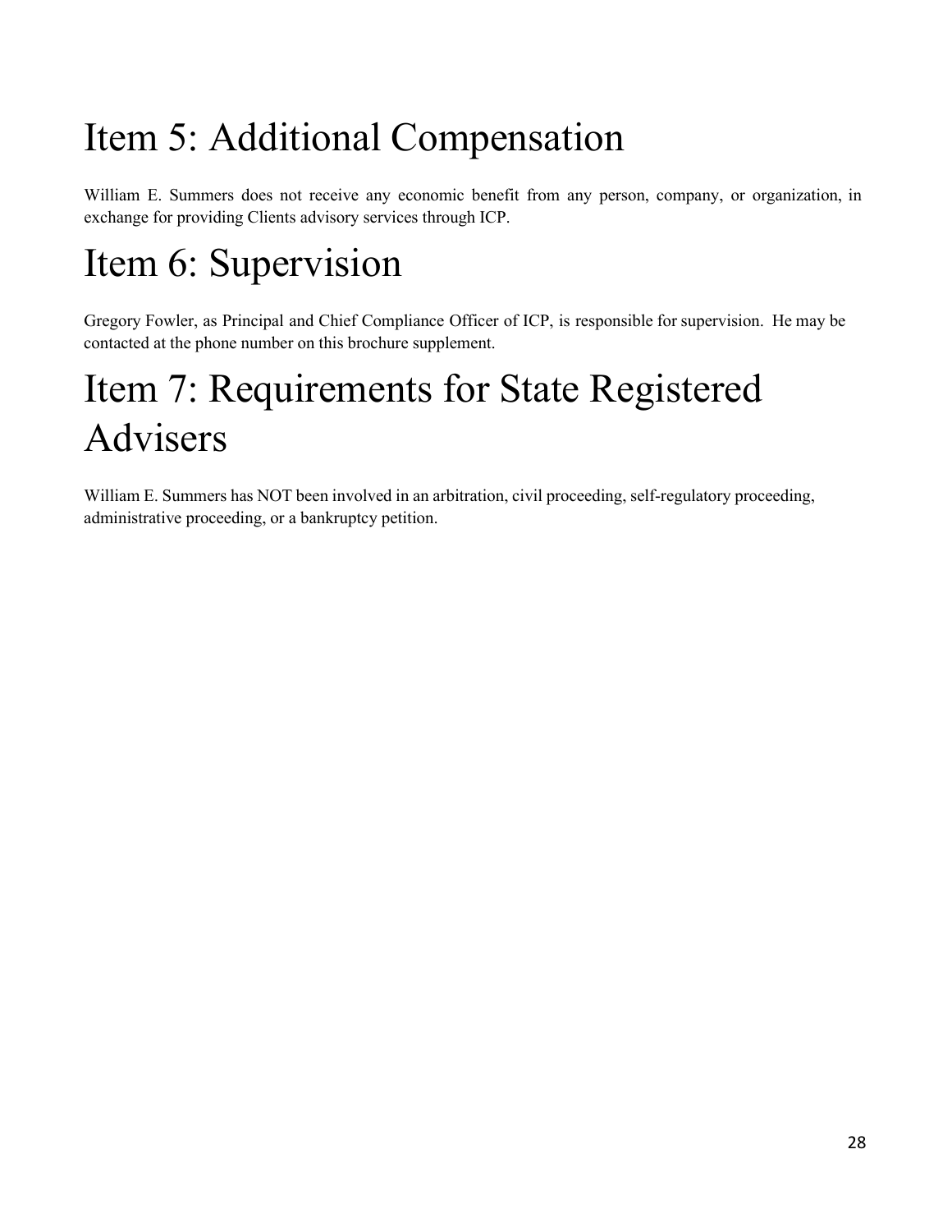# Item 5: Additional Compensation

William E. Summers does not receive any economic benefit from any person, company, or organization, in exchange for providing Clients advisory services through ICP.

# Item 6: Supervision

Gregory Fowler, as Principal and Chief Compliance Officer of ICP, is responsible for supervision. He may be contacted at the phone number on this brochure supplement.

# Item 7: Requirements for State Registered Advisers

William E. Summers has NOT been involved in an arbitration, civil proceeding, self-regulatory proceeding, administrative proceeding, or a bankruptcy petition.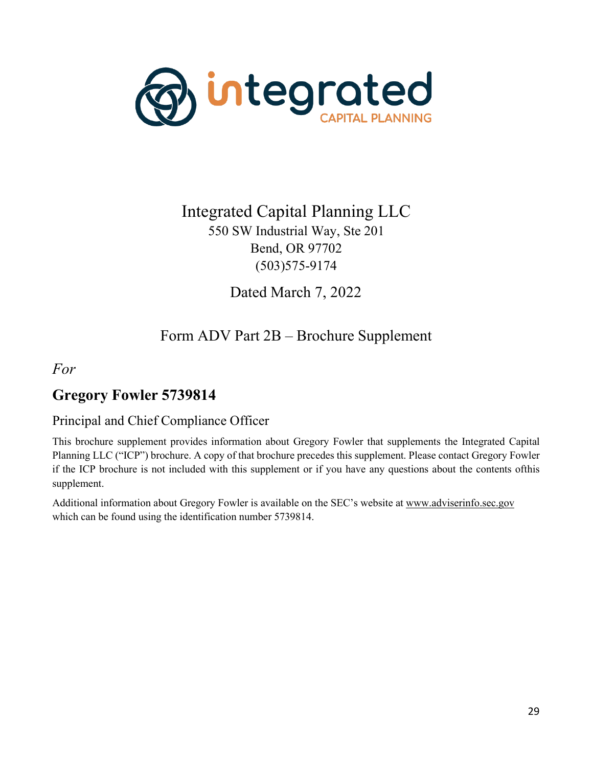integrated CAPITAL PLANNING

# Integrated Capital Planning LLC

550 SW Industrial Way, Ste 201
Bend, OR 97702
(503)575-9174

Dated March 7, 2022

## Form ADV Part 2B – Brochure Supplement

*For*

## Gregory Fowler 5739814

### Principal and Chief Compliance Officer

This brochure supplement provides information about Gregory Fowler that supplements the Integrated Capital Planning LLC ("ICP") brochure. A copy of that brochure precedes this supplement. Please contact Gregory Fowler if the ICP brochure is not included with this supplement or if you have any questions about the contents ofthis supplement.

Additional information about Gregory Fowler is available on the SEC's website at www.adviserinfo.sec.gov which can be found using the identification number 5739814.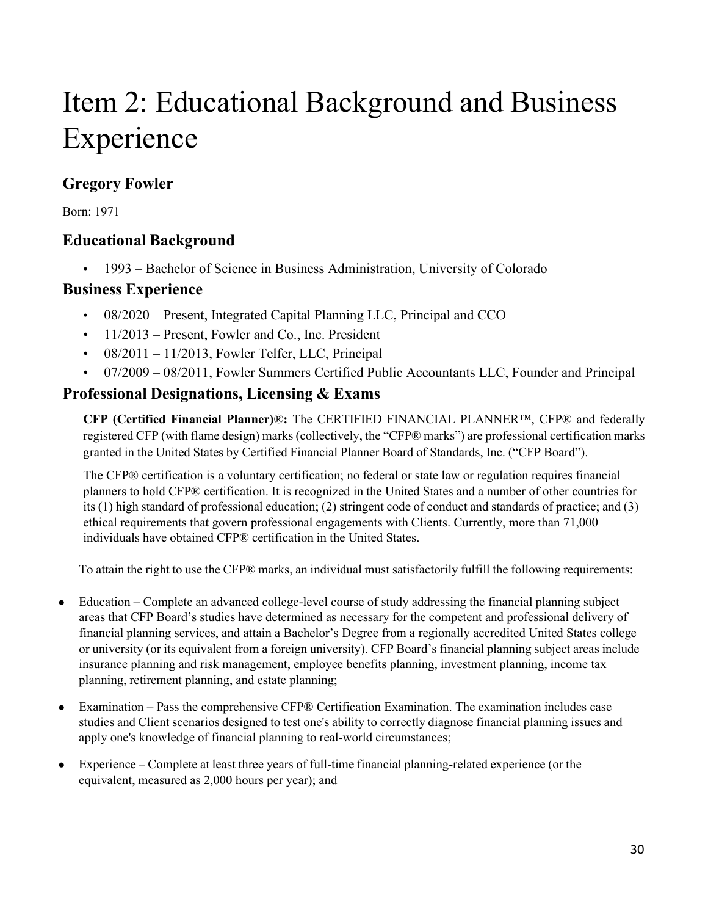# Item 2: Educational Background and Business Experience

## Gregory Fowler

Born: 1971

## Educational Background

- 1993 – Bachelor of Science in Business Administration, University of Colorado

## Business Experience

- 08/2020 – Present, Integrated Capital Planning LLC, Principal and CCO
- 11/2013 – Present, Fowler and Co., Inc. President
- 08/2011 – 11/2013, Fowler Telfer, LLC, Principal
- 07/2009 – 08/2011, Fowler Summers Certified Public Accountants LLC, Founder and Principal

## Professional Designations, Licensing & Exams

**CFP (Certified Financial Planner)®:** The CERTIFIED FINANCIAL PLANNER™, CFP® and federally registered CFP (with flame design) marks (collectively, the "CFP® marks") are professional certification marks granted in the United States by Certified Financial Planner Board of Standards, Inc. ("CFP Board").

The CFP® certification is a voluntary certification; no federal or state law or regulation requires financial planners to hold CFP® certification. It is recognized in the United States and a number of other countries for its (1) high standard of professional education; (2) stringent code of conduct and standards of practice; and (3) ethical requirements that govern professional engagements with Clients. Currently, more than 71,000 individuals have obtained CFP® certification in the United States.

To attain the right to use the CFP® marks, an individual must satisfactorily fulfill the following requirements:

- Education – Complete an advanced college-level course of study addressing the financial planning subject areas that CFP Board's studies have determined as necessary for the competent and professional delivery of financial planning services, and attain a Bachelor's Degree from a regionally accredited United States college or university (or its equivalent from a foreign university). CFP Board's financial planning subject areas include insurance planning and risk management, employee benefits planning, investment planning, income tax planning, retirement planning, and estate planning;
- Examination – Pass the comprehensive CFP® Certification Examination. The examination includes case studies and Client scenarios designed to test one's ability to correctly diagnose financial planning issues and apply one's knowledge of financial planning to real-world circumstances;
- Experience – Complete at least three years of full-time financial planning-related experience (or the equivalent, measured as 2,000 hours per year); and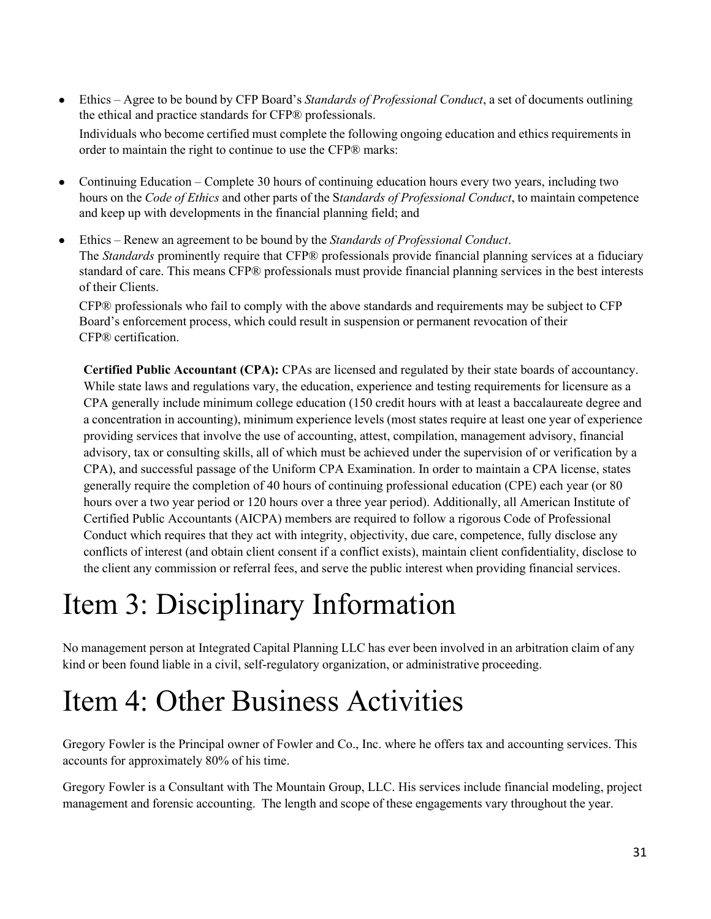- Ethics – Agree to be bound by CFP Board's *Standards of Professional Conduct*, a set of documents outlining the ethical and practice standards for CFP® professionals.

  Individuals who become certified must complete the following ongoing education and ethics requirements in order to maintain the right to continue to use the CFP® marks:

- Continuing Education – Complete 30 hours of continuing education hours every two years, including two hours on the *Code of Ethics* and other parts of the S*tandards of Professional Conduct*, to maintain competence and keep up with developments in the financial planning field; and

- Ethics – Renew an agreement to be bound by the *Standards of Professional Conduct*.
  The *Standards* prominently require that CFP® professionals provide financial planning services at a fiduciary standard of care. This means CFP® professionals must provide financial planning services in the best interests of their Clients.

  CFP® professionals who fail to comply with the above standards and requirements may be subject to CFP Board's enforcement process, which could result in suspension or permanent revocation of their CFP® certification.

**Certified Public Accountant (CPA):** CPAs are licensed and regulated by their state boards of accountancy. While state laws and regulations vary, the education, experience and testing requirements for licensure as a CPA generally include minimum college education (150 credit hours with at least a baccalaureate degree and a concentration in accounting), minimum experience levels (most states require at least one year of experience providing services that involve the use of accounting, attest, compilation, management advisory, financial advisory, tax or consulting skills, all of which must be achieved under the supervision of or verification by a CPA), and successful passage of the Uniform CPA Examination. In order to maintain a CPA license, states generally require the completion of 40 hours of continuing professional education (CPE) each year (or 80 hours over a two year period or 120 hours over a three year period). Additionally, all American Institute of Certified Public Accountants (AICPA) members are required to follow a rigorous Code of Professional Conduct which requires that they act with integrity, objectivity, due care, competence, fully disclose any conflicts of interest (and obtain client consent if a conflict exists), maintain client confidentiality, disclose to the client any commission or referral fees, and serve the public interest when providing financial services.

# Item 3: Disciplinary Information

No management person at Integrated Capital Planning LLC has ever been involved in an arbitration claim of any kind or been found liable in a civil, self-regulatory organization, or administrative proceeding.

# Item 4: Other Business Activities

Gregory Fowler is the Principal owner of Fowler and Co., Inc. where he offers tax and accounting services. This accounts for approximately 80% of his time.

Gregory Fowler is a Consultant with The Mountain Group, LLC. His services include financial modeling, project management and forensic accounting. The length and scope of these engagements vary throughout the year.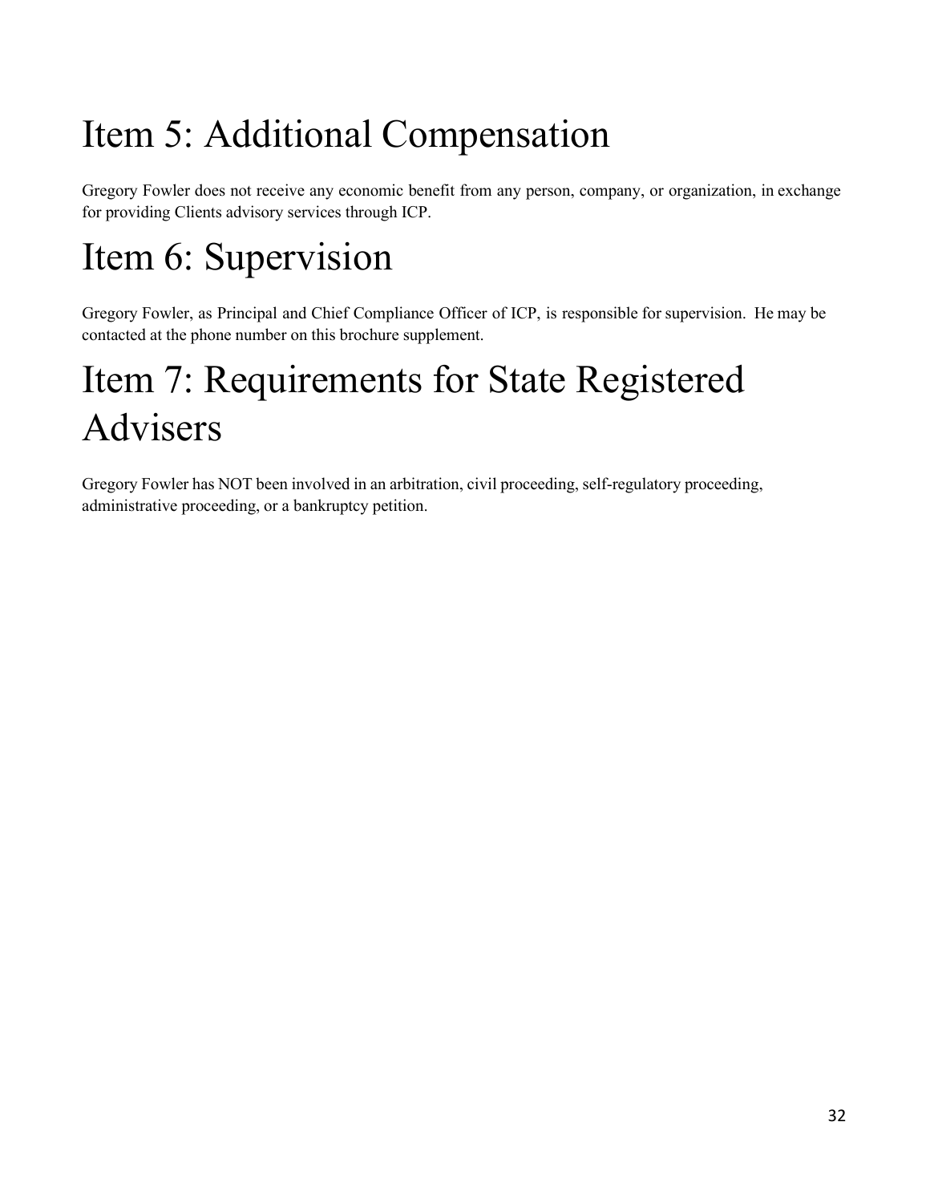# Item 5: Additional Compensation

Gregory Fowler does not receive any economic benefit from any person, company, or organization, in exchange for providing Clients advisory services through ICP.

# Item 6: Supervision

Gregory Fowler, as Principal and Chief Compliance Officer of ICP, is responsible for supervision. He may be contacted at the phone number on this brochure supplement.

# Item 7: Requirements for State Registered Advisers

Gregory Fowler has NOT been involved in an arbitration, civil proceeding, self-regulatory proceeding, administrative proceeding, or a bankruptcy petition.